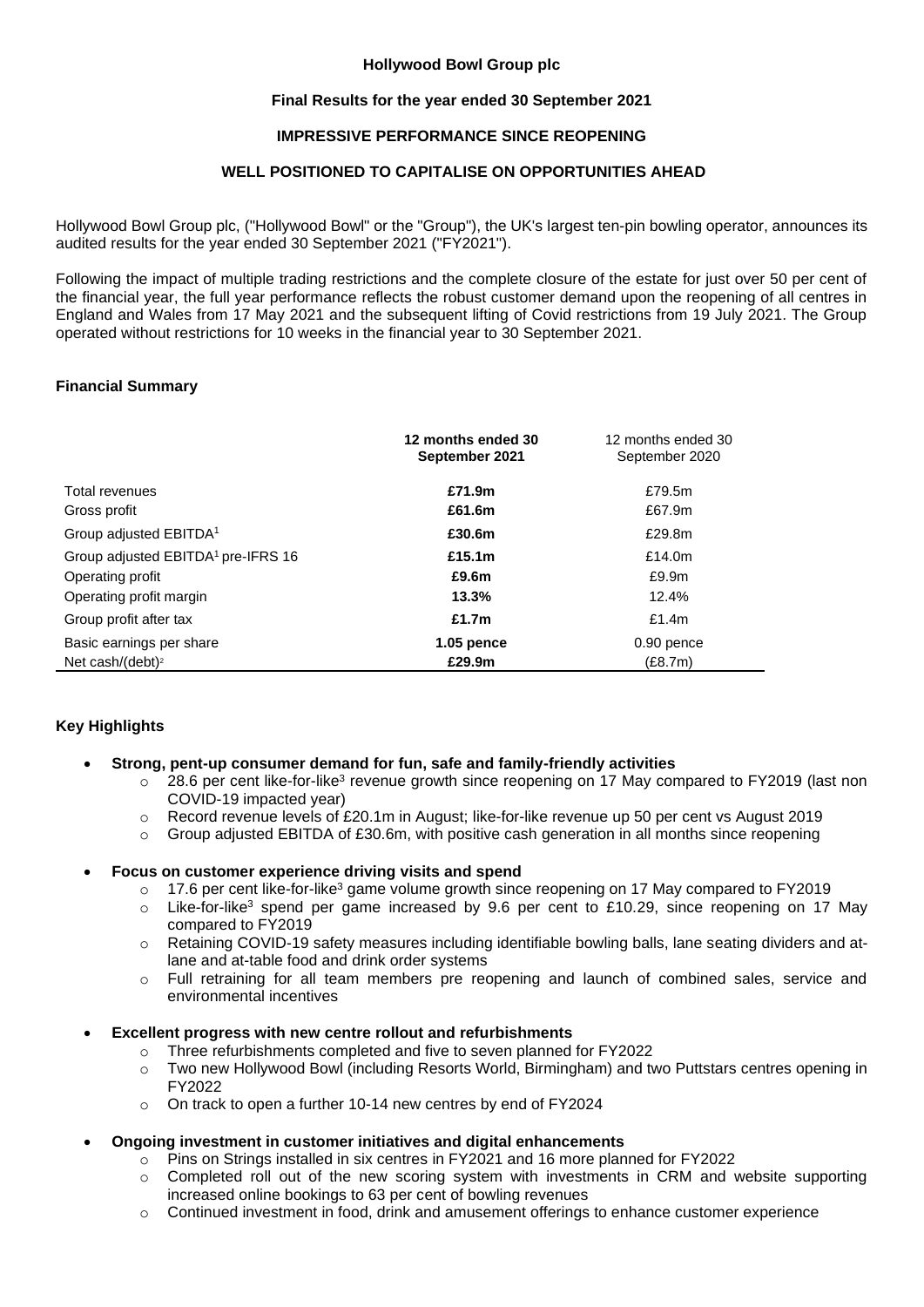**Hollywood Bowl Group plc**

**Final Results for the year ended 30 September 2021**

**IMPRESSIVE PERFORMANCE SINCE REOPENING**

**WELL POSITIONED TO CAPITALISE ON OPPORTUNITIES AHEAD**

Hollywood Bowl Group plc, ("Hollywood Bowl" or the "Group"), the UK's largest ten-pin bowling operator, announces its audited results for the year ended 30 September 2021 ("FY2021").

Following the impact of multiple trading restrictions and the complete closure of the estate for just over 50 per cent of the financial year, the full year performance reflects the robust customer demand upon the reopening of all centres in England and Wales from 17 May 2021 and the subsequent lifting of Covid restrictions from 19 July 2021. The Group operated without restrictions for 10 weeks in the financial year to 30 September 2021.

**Financial Summary**

| | **12 months ended 30 September 2021** | 12 months ended 30 September 2020 |
|---|---|---|
| Total revenues | **£71.9m** | £79.5m |
| Gross profit | **£61.6m** | £67.9m |
| Group adjusted EBITDA[1] | **£30.6m** | £29.8m |
| Group adjusted EBITDA[1] pre-IFRS 16 | **£15.1m** | £14.0m |
| Operating profit | **£9.6m** | £9.9m |
| Operating profit margin | **13.3%** | 12.4% |
| Group profit after tax | **£1.7m** | £1.4m |
| Basic earnings per share | **1.05 pence** | 0.90 pence |
| Net cash/(debt)[2] | **£29.9m** | (£8.7m) |

**Key Highlights**

- **Strong, pent-up consumer demand for fun, safe and family-friendly activities**
  - 28.6 per cent like-for-like[3] revenue growth since reopening on 17 May compared to FY2019 (last non COVID-19 impacted year)
  - Record revenue levels of £20.1m in August; like-for-like revenue up 50 per cent vs August 2019
  - Group adjusted EBITDA of £30.6m, with positive cash generation in all months since reopening
- **Focus on customer experience driving visits and spend**
  - 17.6 per cent like-for-like[3] game volume growth since reopening on 17 May compared to FY2019
  - Like-for-like[3] spend per game increased by 9.6 per cent to £10.29, since reopening on 17 May compared to FY2019
  - Retaining COVID-19 safety measures including identifiable bowling balls, lane seating dividers and at-lane and at-table food and drink order systems
  - Full retraining for all team members pre reopening and launch of combined sales, service and environmental incentives
- **Excellent progress with new centre rollout and refurbishments**
  - Three refurbishments completed and five to seven planned for FY2022
  - Two new Hollywood Bowl (including Resorts World, Birmingham) and two Puttstars centres opening in FY2022
  - On track to open a further 10-14 new centres by end of FY2024
- **Ongoing investment in customer initiatives and digital enhancements**
  - Pins on Strings installed in six centres in FY2021 and 16 more planned for FY2022
  - Completed roll out of the new scoring system with investments in CRM and website supporting increased online bookings to 63 per cent of bowling revenues
  - Continued investment in food, drink and amusement offerings to enhance customer experience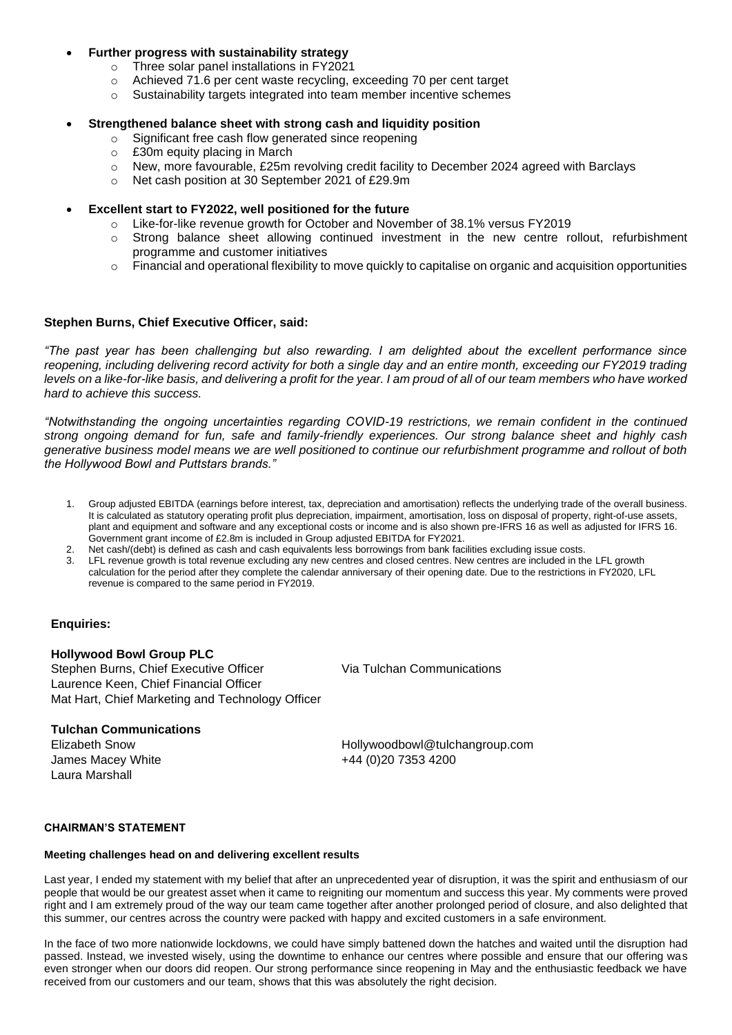- **Further progress with sustainability strategy**
    - Three solar panel installations in FY2021
    - Achieved 71.6 per cent waste recycling, exceeding 70 per cent target
    - Sustainability targets integrated into team member incentive schemes

- **Strengthened balance sheet with strong cash and liquidity position**
    - Significant free cash flow generated since reopening
    - £30m equity placing in March
    - New, more favourable, £25m revolving credit facility to December 2024 agreed with Barclays
    - Net cash position at 30 September 2021 of £29.9m

- **Excellent start to FY2022, well positioned for the future**
    - Like-for-like revenue growth for October and November of 38.1% versus FY2019
    - Strong balance sheet allowing continued investment in the new centre rollout, refurbishment programme and customer initiatives
    - Financial and operational flexibility to move quickly to capitalise on organic and acquisition opportunities

**Stephen Burns, Chief Executive Officer, said:**

*"The past year has been challenging but also rewarding. I am delighted about the excellent performance since reopening, including delivering record activity for both a single day and an entire month, exceeding our FY2019 trading levels on a like-for-like basis, and delivering a profit for the year. I am proud of all of our team members who have worked hard to achieve this success.*

*"Notwithstanding the ongoing uncertainties regarding COVID-19 restrictions, we remain confident in the continued strong ongoing demand for fun, safe and family-friendly experiences. Our strong balance sheet and highly cash generative business model means we are well positioned to continue our refurbishment programme and rollout of both the Hollywood Bowl and Puttstars brands."*

1. Group adjusted EBITDA (earnings before interest, tax, depreciation and amortisation) reflects the underlying trade of the overall business. It is calculated as statutory operating profit plus depreciation, impairment, amortisation, loss on disposal of property, right-of-use assets, plant and equipment and software and any exceptional costs or income and is also shown pre-IFRS 16 as well as adjusted for IFRS 16. Government grant income of £2.8m is included in Group adjusted EBITDA for FY2021.
2. Net cash/(debt) is defined as cash and cash equivalents less borrowings from bank facilities excluding issue costs.
3. LFL revenue growth is total revenue excluding any new centres and closed centres. New centres are included in the LFL growth calculation for the period after they complete the calendar anniversary of their opening date. Due to the restrictions in FY2020, LFL revenue is compared to the same period in FY2019.

**Enquiries:**

**Hollywood Bowl Group PLC**

| | |
|---|---|
| Stephen Burns, Chief Executive Officer | Via Tulchan Communications |
| Laurence Keen, Chief Financial Officer | |
| Mat Hart, Chief Marketing and Technology Officer | |

**Tulchan Communications**

| | |
|---|---|
| Elizabeth Snow | Hollywoodbowl@tulchangroup.com |
| James Macey White | +44 (0)20 7353 4200 |
| Laura Marshall | |

## CHAIRMAN'S STATEMENT

### Meeting challenges head on and delivering excellent results

Last year, I ended my statement with my belief that after an unprecedented year of disruption, it was the spirit and enthusiasm of our people that would be our greatest asset when it came to reigniting our momentum and success this year. My comments were proved right and I am extremely proud of the way our team came together after another prolonged period of closure, and also delighted that this summer, our centres across the country were packed with happy and excited customers in a safe environment.

In the face of two more nationwide lockdowns, we could have simply battened down the hatches and waited until the disruption had passed. Instead, we invested wisely, using the downtime to enhance our centres where possible and ensure that our offering was even stronger when our doors did reopen. Our strong performance since reopening in May and the enthusiastic feedback we have received from our customers and our team, shows that this was absolutely the right decision.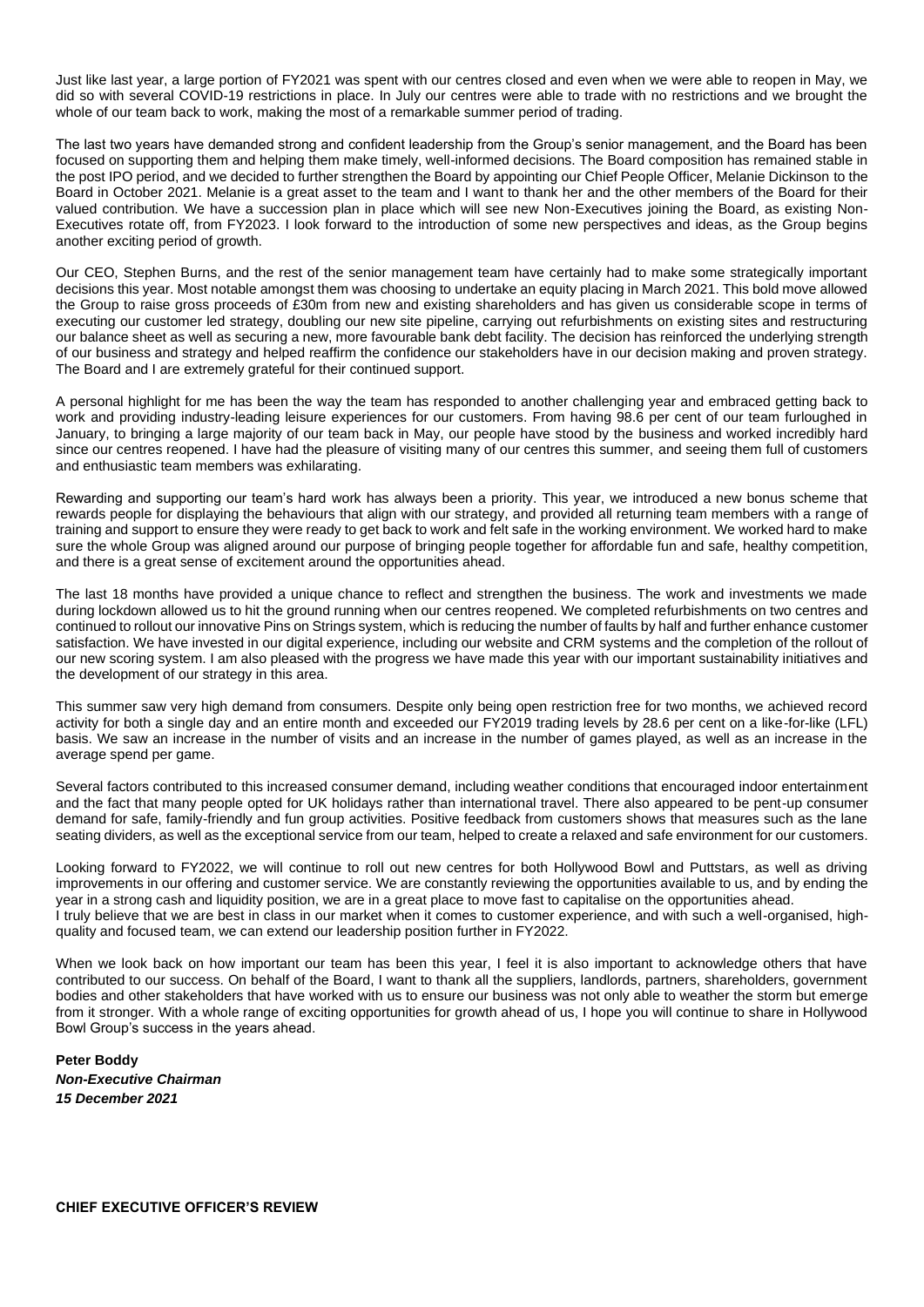Just like last year, a large portion of FY2021 was spent with our centres closed and even when we were able to reopen in May, we did so with several COVID-19 restrictions in place. In July our centres were able to trade with no restrictions and we brought the whole of our team back to work, making the most of a remarkable summer period of trading.

The last two years have demanded strong and confident leadership from the Group's senior management, and the Board has been focused on supporting them and helping them make timely, well-informed decisions. The Board composition has remained stable in the post IPO period, and we decided to further strengthen the Board by appointing our Chief People Officer, Melanie Dickinson to the Board in October 2021. Melanie is a great asset to the team and I want to thank her and the other members of the Board for their valued contribution. We have a succession plan in place which will see new Non-Executives joining the Board, as existing Non-Executives rotate off, from FY2023. I look forward to the introduction of some new perspectives and ideas, as the Group begins another exciting period of growth.

Our CEO, Stephen Burns, and the rest of the senior management team have certainly had to make some strategically important decisions this year. Most notable amongst them was choosing to undertake an equity placing in March 2021. This bold move allowed the Group to raise gross proceeds of £30m from new and existing shareholders and has given us considerable scope in terms of executing our customer led strategy, doubling our new site pipeline, carrying out refurbishments on existing sites and restructuring our balance sheet as well as securing a new, more favourable bank debt facility. The decision has reinforced the underlying strength of our business and strategy and helped reaffirm the confidence our stakeholders have in our decision making and proven strategy. The Board and I are extremely grateful for their continued support.

A personal highlight for me has been the way the team has responded to another challenging year and embraced getting back to work and providing industry-leading leisure experiences for our customers. From having 98.6 per cent of our team furloughed in January, to bringing a large majority of our team back in May, our people have stood by the business and worked incredibly hard since our centres reopened. I have had the pleasure of visiting many of our centres this summer, and seeing them full of customers and enthusiastic team members was exhilarating.

Rewarding and supporting our team's hard work has always been a priority. This year, we introduced a new bonus scheme that rewards people for displaying the behaviours that align with our strategy, and provided all returning team members with a range of training and support to ensure they were ready to get back to work and felt safe in the working environment. We worked hard to make sure the whole Group was aligned around our purpose of bringing people together for affordable fun and safe, healthy competition, and there is a great sense of excitement around the opportunities ahead.

The last 18 months have provided a unique chance to reflect and strengthen the business. The work and investments we made during lockdown allowed us to hit the ground running when our centres reopened. We completed refurbishments on two centres and continued to rollout our innovative Pins on Strings system, which is reducing the number of faults by half and further enhance customer satisfaction. We have invested in our digital experience, including our website and CRM systems and the completion of the rollout of our new scoring system. I am also pleased with the progress we have made this year with our important sustainability initiatives and the development of our strategy in this area.

This summer saw very high demand from consumers. Despite only being open restriction free for two months, we achieved record activity for both a single day and an entire month and exceeded our FY2019 trading levels by 28.6 per cent on a like-for-like (LFL) basis. We saw an increase in the number of visits and an increase in the number of games played, as well as an increase in the average spend per game.

Several factors contributed to this increased consumer demand, including weather conditions that encouraged indoor entertainment and the fact that many people opted for UK holidays rather than international travel. There also appeared to be pent-up consumer demand for safe, family-friendly and fun group activities. Positive feedback from customers shows that measures such as the lane seating dividers, as well as the exceptional service from our team, helped to create a relaxed and safe environment for our customers.

Looking forward to FY2022, we will continue to roll out new centres for both Hollywood Bowl and Puttstars, as well as driving improvements in our offering and customer service. We are constantly reviewing the opportunities available to us, and by ending the year in a strong cash and liquidity position, we are in a great place to move fast to capitalise on the opportunities ahead.
I truly believe that we are best in class in our market when it comes to customer experience, and with such a well-organised, high-quality and focused team, we can extend our leadership position further in FY2022.

When we look back on how important our team has been this year, I feel it is also important to acknowledge others that have contributed to our success. On behalf of the Board, I want to thank all the suppliers, landlords, partners, shareholders, government bodies and other stakeholders that have worked with us to ensure our business was not only able to weather the storm but emerge from it stronger. With a whole range of exciting opportunities for growth ahead of us, I hope you will continue to share in Hollywood Bowl Group's success in the years ahead.

**Peter Boddy**
***Non-Executive Chairman***
***15 December 2021***

## CHIEF EXECUTIVE OFFICER'S REVIEW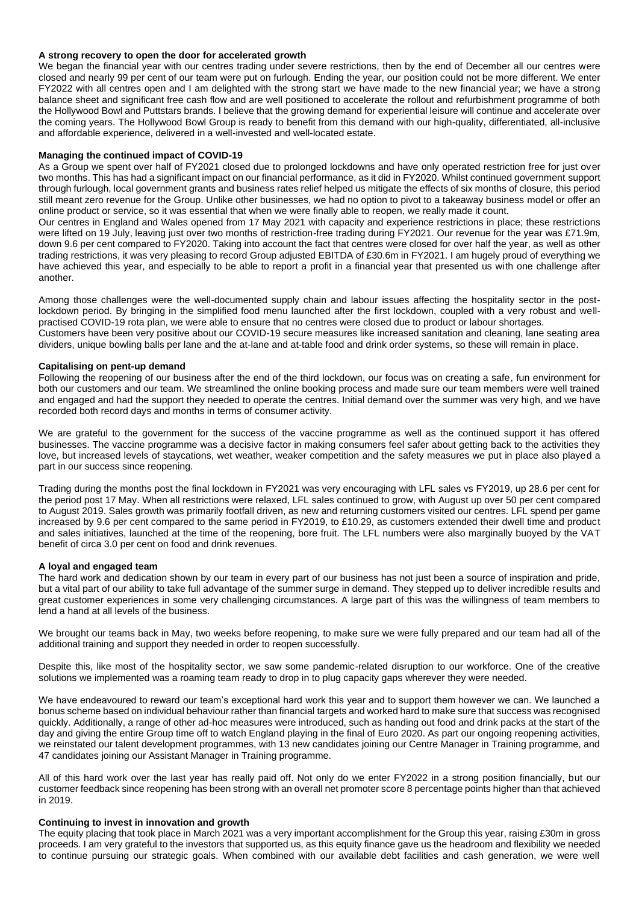**A strong recovery to open the door for accelerated growth**

We began the financial year with our centres trading under severe restrictions, then by the end of December all our centres were closed and nearly 99 per cent of our team were put on furlough. Ending the year, our position could not be more different. We enter FY2022 with all centres open and I am delighted with the strong start we have made to the new financial year; we have a strong balance sheet and significant free cash flow and are well positioned to accelerate the rollout and refurbishment programme of both the Hollywood Bowl and Puttstars brands. I believe that the growing demand for experiential leisure will continue and accelerate over the coming years. The Hollywood Bowl Group is ready to benefit from this demand with our high-quality, differentiated, all-inclusive and affordable experience, delivered in a well-invested and well-located estate.

**Managing the continued impact of COVID-19**

As a Group we spent over half of FY2021 closed due to prolonged lockdowns and have only operated restriction free for just over two months. This has had a significant impact on our financial performance, as it did in FY2020. Whilst continued government support through furlough, local government grants and business rates relief helped us mitigate the effects of six months of closure, this period still meant zero revenue for the Group. Unlike other businesses, we had no option to pivot to a takeaway business model or offer an online product or service, so it was essential that when we were finally able to reopen, we really made it count.

Our centres in England and Wales opened from 17 May 2021 with capacity and experience restrictions in place; these restrictions were lifted on 19 July, leaving just over two months of restriction-free trading during FY2021. Our revenue for the year was £71.9m, down 9.6 per cent compared to FY2020. Taking into account the fact that centres were closed for over half the year, as well as other trading restrictions, it was very pleasing to record Group adjusted EBITDA of £30.6m in FY2021. I am hugely proud of everything we have achieved this year, and especially to be able to report a profit in a financial year that presented us with one challenge after another.

Among those challenges were the well-documented supply chain and labour issues affecting the hospitality sector in the post-lockdown period. By bringing in the simplified food menu launched after the first lockdown, coupled with a very robust and well-practised COVID-19 rota plan, we were able to ensure that no centres were closed due to product or labour shortages.

Customers have been very positive about our COVID-19 secure measures like increased sanitation and cleaning, lane seating area dividers, unique bowling balls per lane and the at-lane and at-table food and drink order systems, so these will remain in place.

**Capitalising on pent-up demand**

Following the reopening of our business after the end of the third lockdown, our focus was on creating a safe, fun environment for both our customers and our team. We streamlined the online booking process and made sure our team members were well trained and engaged and had the support they needed to operate the centres. Initial demand over the summer was very high, and we have recorded both record days and months in terms of consumer activity.

We are grateful to the government for the success of the vaccine programme as well as the continued support it has offered businesses. The vaccine programme was a decisive factor in making consumers feel safer about getting back to the activities they love, but increased levels of staycations, wet weather, weaker competition and the safety measures we put in place also played a part in our success since reopening.

Trading during the months post the final lockdown in FY2021 was very encouraging with LFL sales vs FY2019, up 28.6 per cent for the period post 17 May. When all restrictions were relaxed, LFL sales continued to grow, with August up over 50 per cent compared to August 2019. Sales growth was primarily footfall driven, as new and returning customers visited our centres. LFL spend per game increased by 9.6 per cent compared to the same period in FY2019, to £10.29, as customers extended their dwell time and product and sales initiatives, launched at the time of the reopening, bore fruit. The LFL numbers were also marginally buoyed by the VAT benefit of circa 3.0 per cent on food and drink revenues.

**A loyal and engaged team**

The hard work and dedication shown by our team in every part of our business has not just been a source of inspiration and pride, but a vital part of our ability to take full advantage of the summer surge in demand. They stepped up to deliver incredible results and great customer experiences in some very challenging circumstances. A large part of this was the willingness of team members to lend a hand at all levels of the business.

We brought our teams back in May, two weeks before reopening, to make sure we were fully prepared and our team had all of the additional training and support they needed in order to reopen successfully.

Despite this, like most of the hospitality sector, we saw some pandemic-related disruption to our workforce. One of the creative solutions we implemented was a roaming team ready to drop in to plug capacity gaps wherever they were needed.

We have endeavoured to reward our team's exceptional hard work this year and to support them however we can. We launched a bonus scheme based on individual behaviour rather than financial targets and worked hard to make sure that success was recognised quickly. Additionally, a range of other ad-hoc measures were introduced, such as handing out food and drink packs at the start of the day and giving the entire Group time off to watch England playing in the final of Euro 2020. As part our ongoing reopening activities, we reinstated our talent development programmes, with 13 new candidates joining our Centre Manager in Training programme, and 47 candidates joining our Assistant Manager in Training programme.

All of this hard work over the last year has really paid off. Not only do we enter FY2022 in a strong position financially, but our customer feedback since reopening has been strong with an overall net promoter score 8 percentage points higher than that achieved in 2019.

**Continuing to invest in innovation and growth**

The equity placing that took place in March 2021 was a very important accomplishment for the Group this year, raising £30m in gross proceeds. I am very grateful to the investors that supported us, as this equity finance gave us the headroom and flexibility we needed to continue pursuing our strategic goals. When combined with our available debt facilities and cash generation, we were well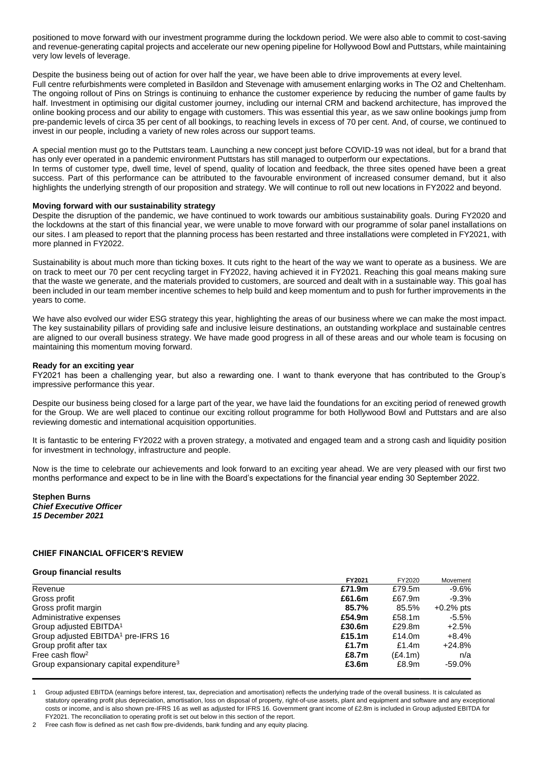positioned to move forward with our investment programme during the lockdown period. We were also able to commit to cost-saving and revenue-generating capital projects and accelerate our new opening pipeline for Hollywood Bowl and Puttstars, while maintaining very low levels of leverage.

Despite the business being out of action for over half the year, we have been able to drive improvements at every level.
Full centre refurbishments were completed in Basildon and Stevenage with amusement enlarging works in The O2 and Cheltenham. The ongoing rollout of Pins on Strings is continuing to enhance the customer experience by reducing the number of game faults by half. Investment in optimising our digital customer journey, including our internal CRM and backend architecture, has improved the online booking process and our ability to engage with customers. This was essential this year, as we saw online bookings jump from pre-pandemic levels of circa 35 per cent of all bookings, to reaching levels in excess of 70 per cent. And, of course, we continued to invest in our people, including a variety of new roles across our support teams.

A special mention must go to the Puttstars team. Launching a new concept just before COVID-19 was not ideal, but for a brand that has only ever operated in a pandemic environment Puttstars has still managed to outperform our expectations.
In terms of customer type, dwell time, level of spend, quality of location and feedback, the three sites opened have been a great success. Part of this performance can be attributed to the favourable environment of increased consumer demand, but it also highlights the underlying strength of our proposition and strategy. We will continue to roll out new locations in FY2022 and beyond.

**Moving forward with our sustainability strategy**
Despite the disruption of the pandemic, we have continued to work towards our ambitious sustainability goals. During FY2020 and the lockdowns at the start of this financial year, we were unable to move forward with our programme of solar panel installations on our sites. I am pleased to report that the planning process has been restarted and three installations were completed in FY2021, with more planned in FY2022.

Sustainability is about much more than ticking boxes. It cuts right to the heart of the way we want to operate as a business. We are on track to meet our 70 per cent recycling target in FY2022, having achieved it in FY2021. Reaching this goal means making sure that the waste we generate, and the materials provided to customers, are sourced and dealt with in a sustainable way. This goal has been included in our team member incentive schemes to help build and keep momentum and to push for further improvements in the years to come.

We have also evolved our wider ESG strategy this year, highlighting the areas of our business where we can make the most impact. The key sustainability pillars of providing safe and inclusive leisure destinations, an outstanding workplace and sustainable centres are aligned to our overall business strategy. We have made good progress in all of these areas and our whole team is focusing on maintaining this momentum moving forward.

**Ready for an exciting year**
FY2021 has been a challenging year, but also a rewarding one. I want to thank everyone that has contributed to the Group's impressive performance this year.

Despite our business being closed for a large part of the year, we have laid the foundations for an exciting period of renewed growth for the Group. We are well placed to continue our exciting rollout programme for both Hollywood Bowl and Puttstars and are also reviewing domestic and international acquisition opportunities.

It is fantastic to be entering FY2022 with a proven strategy, a motivated and engaged team and a strong cash and liquidity position for investment in technology, infrastructure and people.

Now is the time to celebrate our achievements and look forward to an exciting year ahead. We are very pleased with our first two months performance and expect to be in line with the Board's expectations for the financial year ending 30 September 2022.

**Stephen Burns**
***Chief Executive Officer***
***15 December 2021***

## CHIEF FINANCIAL OFFICER'S REVIEW

**Group financial results**

| | FY2021 | FY2020 | Movement |
|---|---|---|---|
| Revenue | **£71.9m** | £79.5m | -9.6% |
| Gross profit | **£61.6m** | £67.9m | -9.3% |
| Gross profit margin | **85.7%** | 85.5% | +0.2% pts |
| Administrative expenses | **£54.9m** | £58.1m | -5.5% |
| Group adjusted EBITDA[1] | **£30.6m** | £29.8m | +2.5% |
| Group adjusted EBITDA[1] pre-IFRS 16 | **£15.1m** | £14.0m | +8.4% |
| Group profit after tax | **£1.7m** | £1.4m | +24.8% |
| Free cash flow[2] | **£8.7m** | (£4.1m) | n/a |
| Group expansionary capital expenditure[3] | **£3.6m** | £8.9m | -59.0% |

1 Group adjusted EBITDA (earnings before interest, tax, depreciation and amortisation) reflects the underlying trade of the overall business. It is calculated as statutory operating profit plus depreciation, amortisation, loss on disposal of property, right-of-use assets, plant and equipment and software and any exceptional costs or income, and is also shown pre-IFRS 16 as well as adjusted for IFRS 16. Government grant income of £2.8m is included in Group adjusted EBITDA for FY2021. The reconciliation to operating profit is set out below in this section of the report.

2 Free cash flow is defined as net cash flow pre-dividends, bank funding and any equity placing.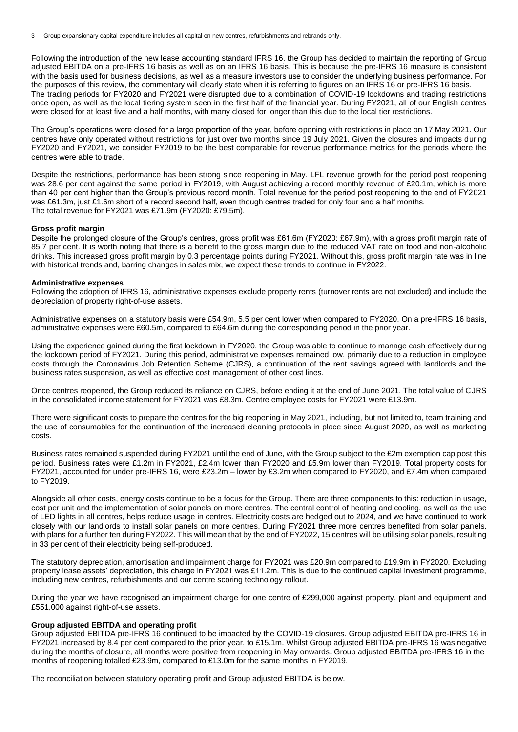3 Group expansionary capital expenditure includes all capital on new centres, refurbishments and rebrands only.

Following the introduction of the new lease accounting standard IFRS 16, the Group has decided to maintain the reporting of Group adjusted EBITDA on a pre-IFRS 16 basis as well as on an IFRS 16 basis. This is because the pre-IFRS 16 measure is consistent with the basis used for business decisions, as well as a measure investors use to consider the underlying business performance. For the purposes of this review, the commentary will clearly state when it is referring to figures on an IFRS 16 or pre-IFRS 16 basis.
The trading periods for FY2020 and FY2021 were disrupted due to a combination of COVID-19 lockdowns and trading restrictions once open, as well as the local tiering system seen in the first half of the financial year. During FY2021, all of our English centres were closed for at least five and a half months, with many closed for longer than this due to the local tier restrictions.

The Group's operations were closed for a large proportion of the year, before opening with restrictions in place on 17 May 2021. Our centres have only operated without restrictions for just over two months since 19 July 2021. Given the closures and impacts during FY2020 and FY2021, we consider FY2019 to be the best comparable for revenue performance metrics for the periods where the centres were able to trade.

Despite the restrictions, performance has been strong since reopening in May. LFL revenue growth for the period post reopening was 28.6 per cent against the same period in FY2019, with August achieving a record monthly revenue of £20.1m, which is more than 40 per cent higher than the Group's previous record month. Total revenue for the period post reopening to the end of FY2021 was £61.3m, just £1.6m short of a record second half, even though centres traded for only four and a half months.
The total revenue for FY2021 was £71.9m (FY2020: £79.5m).

**Gross profit margin**
Despite the prolonged closure of the Group's centres, gross profit was £61.6m (FY2020: £67.9m), with a gross profit margin rate of 85.7 per cent. It is worth noting that there is a benefit to the gross margin due to the reduced VAT rate on food and non-alcoholic drinks. This increased gross profit margin by 0.3 percentage points during FY2021. Without this, gross profit margin rate was in line with historical trends and, barring changes in sales mix, we expect these trends to continue in FY2022.

**Administrative expenses**
Following the adoption of IFRS 16, administrative expenses exclude property rents (turnover rents are not excluded) and include the depreciation of property right-of-use assets.

Administrative expenses on a statutory basis were £54.9m, 5.5 per cent lower when compared to FY2020. On a pre-IFRS 16 basis, administrative expenses were £60.5m, compared to £64.6m during the corresponding period in the prior year.

Using the experience gained during the first lockdown in FY2020, the Group was able to continue to manage cash effectively during the lockdown period of FY2021. During this period, administrative expenses remained low, primarily due to a reduction in employee costs through the Coronavirus Job Retention Scheme (CJRS), a continuation of the rent savings agreed with landlords and the business rates suspension, as well as effective cost management of other cost lines.

Once centres reopened, the Group reduced its reliance on CJRS, before ending it at the end of June 2021. The total value of CJRS in the consolidated income statement for FY2021 was £8.3m. Centre employee costs for FY2021 were £13.9m.

There were significant costs to prepare the centres for the big reopening in May 2021, including, but not limited to, team training and the use of consumables for the continuation of the increased cleaning protocols in place since August 2020, as well as marketing costs.

Business rates remained suspended during FY2021 until the end of June, with the Group subject to the £2m exemption cap post this period. Business rates were £1.2m in FY2021, £2.4m lower than FY2020 and £5.9m lower than FY2019. Total property costs for FY2021, accounted for under pre-IFRS 16, were £23.2m – lower by £3.2m when compared to FY2020, and £7.4m when compared to FY2019.

Alongside all other costs, energy costs continue to be a focus for the Group. There are three components to this: reduction in usage, cost per unit and the implementation of solar panels on more centres. The central control of heating and cooling, as well as the use of LED lights in all centres, helps reduce usage in centres. Electricity costs are hedged out to 2024, and we have continued to work closely with our landlords to install solar panels on more centres. During FY2021 three more centres benefited from solar panels, with plans for a further ten during FY2022. This will mean that by the end of FY2022, 15 centres will be utilising solar panels, resulting in 33 per cent of their electricity being self-produced.

The statutory depreciation, amortisation and impairment charge for FY2021 was £20.9m compared to £19.9m in FY2020. Excluding property lease assets' depreciation, this charge in FY2021 was £11.2m. This is due to the continued capital investment programme, including new centres, refurbishments and our centre scoring technology rollout.

During the year we have recognised an impairment charge for one centre of £299,000 against property, plant and equipment and £551,000 against right-of-use assets.

**Group adjusted EBITDA and operating profit**
Group adjusted EBITDA pre-IFRS 16 continued to be impacted by the COVID-19 closures. Group adjusted EBITDA pre-IFRS 16 in FY2021 increased by 8.4 per cent compared to the prior year, to £15.1m. Whilst Group adjusted EBITDA pre-IFRS 16 was negative during the months of closure, all months were positive from reopening in May onwards. Group adjusted EBITDA pre-IFRS 16 in the months of reopening totalled £23.9m, compared to £13.0m for the same months in FY2019.

The reconciliation between statutory operating profit and Group adjusted EBITDA is below.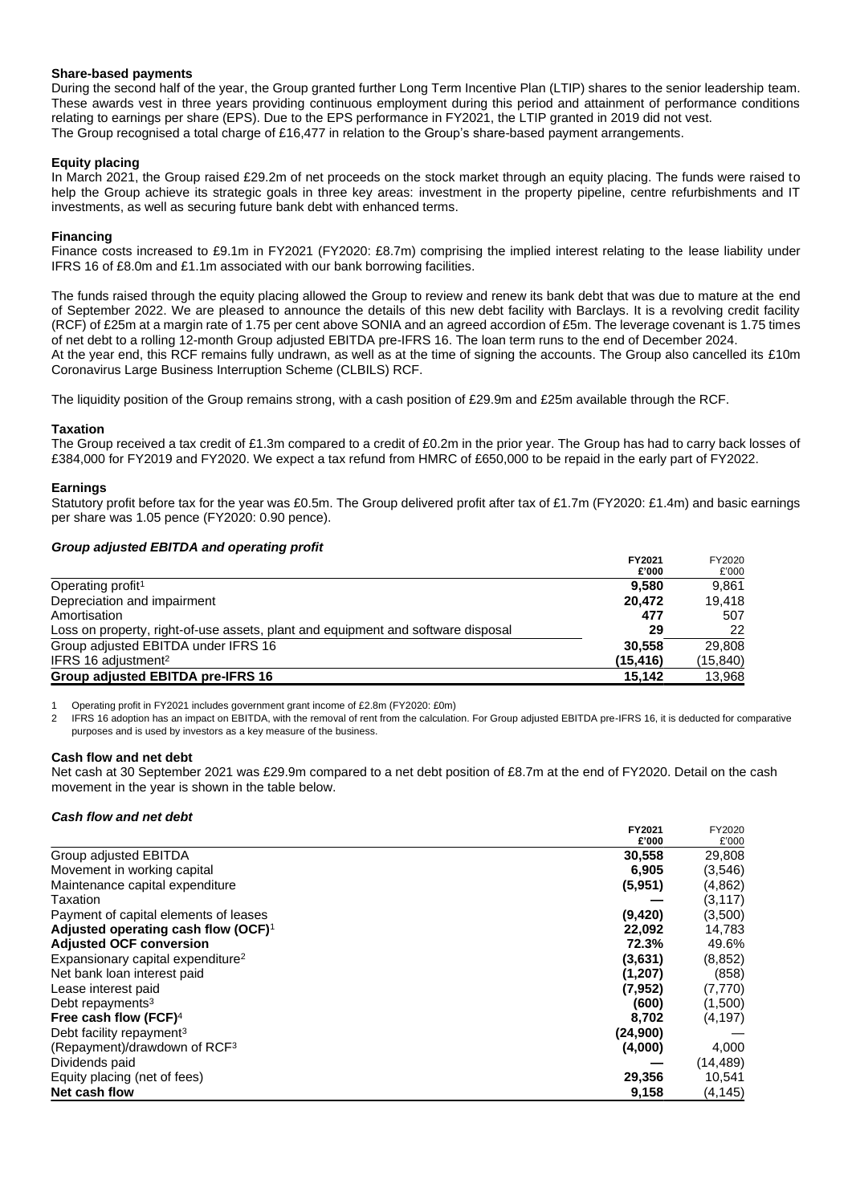**Share-based payments**

During the second half of the year, the Group granted further Long Term Incentive Plan (LTIP) shares to the senior leadership team. These awards vest in three years providing continuous employment during this period and attainment of performance conditions relating to earnings per share (EPS). Due to the EPS performance in FY2021, the LTIP granted in 2019 did not vest.
The Group recognised a total charge of £16,477 in relation to the Group's share-based payment arrangements.

**Equity placing**

In March 2021, the Group raised £29.2m of net proceeds on the stock market through an equity placing. The funds were raised to help the Group achieve its strategic goals in three key areas: investment in the property pipeline, centre refurbishments and IT investments, as well as securing future bank debt with enhanced terms.

**Financing**

Finance costs increased to £9.1m in FY2021 (FY2020: £8.7m) comprising the implied interest relating to the lease liability under IFRS 16 of £8.0m and £1.1m associated with our bank borrowing facilities.

The funds raised through the equity placing allowed the Group to review and renew its bank debt that was due to mature at the end of September 2022. We are pleased to announce the details of this new debt facility with Barclays. It is a revolving credit facility (RCF) of £25m at a margin rate of 1.75 per cent above SONIA and an agreed accordion of £5m. The leverage covenant is 1.75 times of net debt to a rolling 12-month Group adjusted EBITDA pre-IFRS 16. The loan term runs to the end of December 2024.
At the year end, this RCF remains fully undrawn, as well as at the time of signing the accounts. The Group also cancelled its £10m Coronavirus Large Business Interruption Scheme (CLBILS) RCF.

The liquidity position of the Group remains strong, with a cash position of £29.9m and £25m available through the RCF.

**Taxation**

The Group received a tax credit of £1.3m compared to a credit of £0.2m in the prior year. The Group has had to carry back losses of £384,000 for FY2019 and FY2020. We expect a tax refund from HMRC of £650,000 to be repaid in the early part of FY2022.

**Earnings**

Statutory profit before tax for the year was £0.5m. The Group delivered profit after tax of £1.7m (FY2020: £1.4m) and basic earnings per share was 1.05 pence (FY2020: 0.90 pence).

***Group adjusted EBITDA and operating profit***

| | **FY2021 £'000** | FY2020 £'000 |
|---|---|---|
| Operating profit[1] | **9,580** | 9,861 |
| Depreciation and impairment | **20,472** | 19,418 |
| Amortisation | **477** | 507 |
| Loss on property, right-of-use assets, plant and equipment and software disposal | **29** | 22 |
| Group adjusted EBITDA under IFRS 16 | **30,558** | 29,808 |
| IFRS 16 adjustment[2] | **(15,416)** | (15,840) |
| **Group adjusted EBITDA pre-IFRS 16** | **15,142** | 13,968 |

1 Operating profit in FY2021 includes government grant income of £2.8m (FY2020: £0m)

2 IFRS 16 adoption has an impact on EBITDA, with the removal of rent from the calculation. For Group adjusted EBITDA pre-IFRS 16, it is deducted for comparative purposes and is used by investors as a key measure of the business.

**Cash flow and net debt**

Net cash at 30 September 2021 was £29.9m compared to a net debt position of £8.7m at the end of FY2020. Detail on the cash movement in the year is shown in the table below.

***Cash flow and net debt***

| | **FY2021 £'000** | FY2020 £'000 |
|---|---|---|
| Group adjusted EBITDA | **30,558** | 29,808 |
| Movement in working capital | **6,905** | (3,546) |
| Maintenance capital expenditure | **(5,951)** | (4,862) |
| Taxation | **—** | (3,117) |
| Payment of capital elements of leases | **(9,420)** | (3,500) |
| **Adjusted operating cash flow (OCF)[1]** | **22,092** | 14,783 |
| **Adjusted OCF conversion** | **72.3%** | 49.6% |
| Expansionary capital expenditure[2] | **(3,631)** | (8,852) |
| Net bank loan interest paid | **(1,207)** | (858) |
| Lease interest paid | **(7,952)** | (7,770) |
| Debt repayments[3] | **(600)** | (1,500) |
| **Free cash flow (FCF)[4]** | **8,702** | (4,197) |
| Debt facility repayment[3] | **(24,900)** | — |
| (Repayment)/drawdown of RCF[3] | **(4,000)** | 4,000 |
| Dividends paid | **—** | (14,489) |
| Equity placing (net of fees) | **29,356** | 10,541 |
| **Net cash flow** | **9,158** | (4,145) |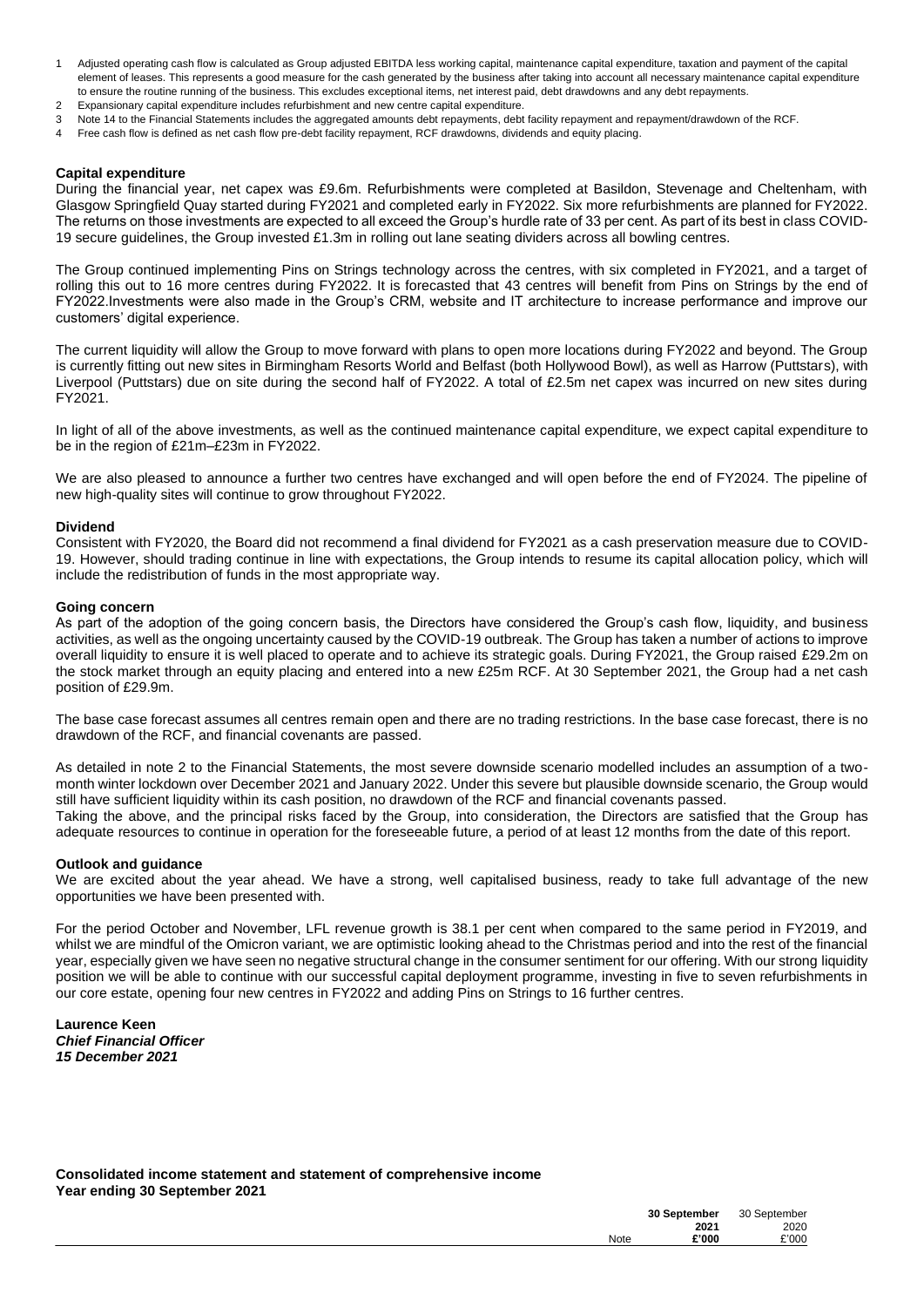1 Adjusted operating cash flow is calculated as Group adjusted EBITDA less working capital, maintenance capital expenditure, taxation and payment of the capital element of leases. This represents a good measure for the cash generated by the business after taking into account all necessary maintenance capital expenditure to ensure the routine running of the business. This excludes exceptional items, net interest paid, debt drawdowns and any debt repayments.
2 Expansionary capital expenditure includes refurbishment and new centre capital expenditure.
3 Note 14 to the Financial Statements includes the aggregated amounts debt repayments, debt facility repayment and repayment/drawdown of the RCF.
4 Free cash flow is defined as net cash flow pre-debt facility repayment, RCF drawdowns, dividends and equity placing.

**Capital expenditure**

During the financial year, net capex was £9.6m. Refurbishments were completed at Basildon, Stevenage and Cheltenham, with Glasgow Springfield Quay started during FY2021 and completed early in FY2022. Six more refurbishments are planned for FY2022. The returns on those investments are expected to all exceed the Group's hurdle rate of 33 per cent. As part of its best in class COVID-19 secure guidelines, the Group invested £1.3m in rolling out lane seating dividers across all bowling centres.

The Group continued implementing Pins on Strings technology across the centres, with six completed in FY2021, and a target of rolling this out to 16 more centres during FY2022. It is forecasted that 43 centres will benefit from Pins on Strings by the end of FY2022.Investments were also made in the Group's CRM, website and IT architecture to increase performance and improve our customers' digital experience.

The current liquidity will allow the Group to move forward with plans to open more locations during FY2022 and beyond. The Group is currently fitting out new sites in Birmingham Resorts World and Belfast (both Hollywood Bowl), as well as Harrow (Puttstars), with Liverpool (Puttstars) due on site during the second half of FY2022. A total of £2.5m net capex was incurred on new sites during FY2021.

In light of all of the above investments, as well as the continued maintenance capital expenditure, we expect capital expenditure to be in the region of £21m–£23m in FY2022.

We are also pleased to announce a further two centres have exchanged and will open before the end of FY2024. The pipeline of new high-quality sites will continue to grow throughout FY2022.

**Dividend**

Consistent with FY2020, the Board did not recommend a final dividend for FY2021 as a cash preservation measure due to COVID-19. However, should trading continue in line with expectations, the Group intends to resume its capital allocation policy, which will include the redistribution of funds in the most appropriate way.

**Going concern**

As part of the adoption of the going concern basis, the Directors have considered the Group's cash flow, liquidity, and business activities, as well as the ongoing uncertainty caused by the COVID-19 outbreak. The Group has taken a number of actions to improve overall liquidity to ensure it is well placed to operate and to achieve its strategic goals. During FY2021, the Group raised £29.2m on the stock market through an equity placing and entered into a new £25m RCF. At 30 September 2021, the Group had a net cash position of £29.9m.

The base case forecast assumes all centres remain open and there are no trading restrictions. In the base case forecast, there is no drawdown of the RCF, and financial covenants are passed.

As detailed in note 2 to the Financial Statements, the most severe downside scenario modelled includes an assumption of a two-month winter lockdown over December 2021 and January 2022. Under this severe but plausible downside scenario, the Group would still have sufficient liquidity within its cash position, no drawdown of the RCF and financial covenants passed.
Taking the above, and the principal risks faced by the Group, into consideration, the Directors are satisfied that the Group has adequate resources to continue in operation for the foreseeable future, a period of at least 12 months from the date of this report.

**Outlook and guidance**

We are excited about the year ahead. We have a strong, well capitalised business, ready to take full advantage of the new opportunities we have been presented with.

For the period October and November, LFL revenue growth is 38.1 per cent when compared to the same period in FY2019, and whilst we are mindful of the Omicron variant, we are optimistic looking ahead to the Christmas period and into the rest of the financial year, especially given we have seen no negative structural change in the consumer sentiment for our offering. With our strong liquidity position we will be able to continue with our successful capital deployment programme, investing in five to seven refurbishments in our core estate, opening four new centres in FY2022 and adding Pins on Strings to 16 further centres.

**Laurence Keen**
***Chief Financial Officer***
***15 December 2021***

**Consolidated income statement and statement of comprehensive income**
**Year ending 30 September 2021**

| | Note | **30 September 2021 £'000** | 30 September 2020 £'000 |
|---|---|---|---|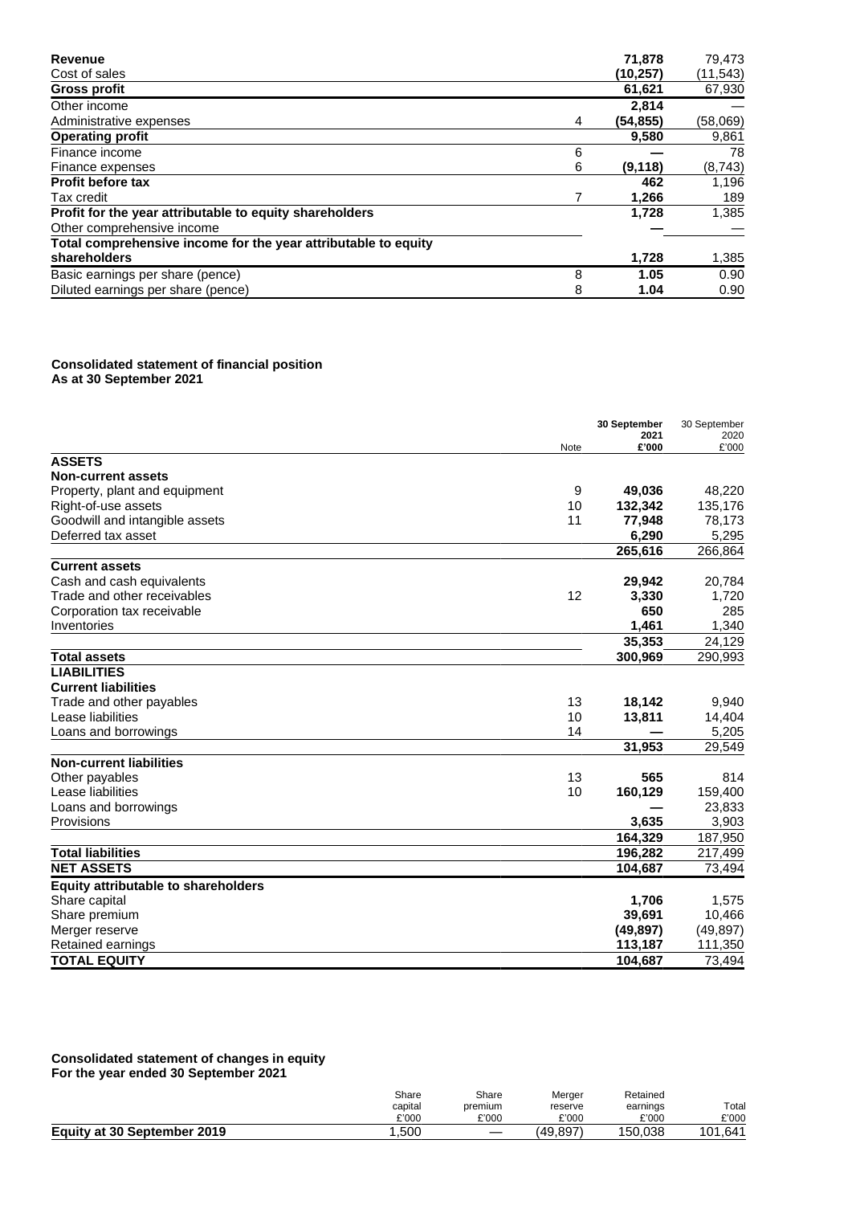| | Note | 2021 | 2020 |
|---|---|---|---|
| **Revenue** | | **71,878** | 79,473 |
| Cost of sales | | **(10,257)** | (11,543) |
| **Gross profit** | | **61,621** | 67,930 |
| Other income | | **2,814** | — |
| Administrative expenses | 4 | **(54,855)** | (58,069) |
| **Operating profit** | | **9,580** | 9,861 |
| Finance income | 6 | **—** | 78 |
| Finance expenses | 6 | **(9,118)** | (8,743) |
| **Profit before tax** | | **462** | 1,196 |
| Tax credit | 7 | **1,266** | 189 |
| **Profit for the year attributable to equity shareholders** | | **1,728** | 1,385 |
| Other comprehensive income | | **—** | — |
| **Total comprehensive income for the year attributable to equity shareholders** | | **1,728** | 1,385 |
| Basic earnings per share (pence) | 8 | **1.05** | 0.90 |
| Diluted earnings per share (pence) | 8 | **1.04** | 0.90 |

**Consolidated statement of financial position**
**As at 30 September 2021**

| | Note | **30 September 2021 £'000** | 30 September 2020 £'000 |
|---|---|---|---|
| **ASSETS** | | | |
| **Non-current assets** | | | |
| Property, plant and equipment | 9 | **49,036** | 48,220 |
| Right-of-use assets | 10 | **132,342** | 135,176 |
| Goodwill and intangible assets | 11 | **77,948** | 78,173 |
| Deferred tax asset | | **6,290** | 5,295 |
| | | **265,616** | 266,864 |
| **Current assets** | | | |
| Cash and cash equivalents | | **29,942** | 20,784 |
| Trade and other receivables | 12 | **3,330** | 1,720 |
| Corporation tax receivable | | **650** | 285 |
| Inventories | | **1,461** | 1,340 |
| | | **35,353** | 24,129 |
| **Total assets** | | **300,969** | 290,993 |
| **LIABILITIES** | | | |
| **Current liabilities** | | | |
| Trade and other payables | 13 | **18,142** | 9,940 |
| Lease liabilities | 10 | **13,811** | 14,404 |
| Loans and borrowings | 14 | **—** | 5,205 |
| | | **31,953** | 29,549 |
| **Non-current liabilities** | | | |
| Other payables | 13 | **565** | 814 |
| Lease liabilities | 10 | **160,129** | 159,400 |
| Loans and borrowings | | **—** | 23,833 |
| Provisions | | **3,635** | 3,903 |
| | | **164,329** | 187,950 |
| **Total liabilities** | | **196,282** | 217,499 |
| **NET ASSETS** | | **104,687** | 73,494 |
| **Equity attributable to shareholders** | | | |
| Share capital | | **1,706** | 1,575 |
| Share premium | | **39,691** | 10,466 |
| Merger reserve | | **(49,897)** | (49,897) |
| Retained earnings | | **113,187** | 111,350 |
| **TOTAL EQUITY** | | **104,687** | 73,494 |

**Consolidated statement of changes in equity**
**For the year ended 30 September 2021**

| | Share capital £'000 | Share premium £'000 | Merger reserve £'000 | Retained earnings £'000 | Total £'000 |
|---|---|---|---|---|---|
| **Equity at 30 September 2019** | 1,500 | — | (49,897) | 150,038 | 101,641 |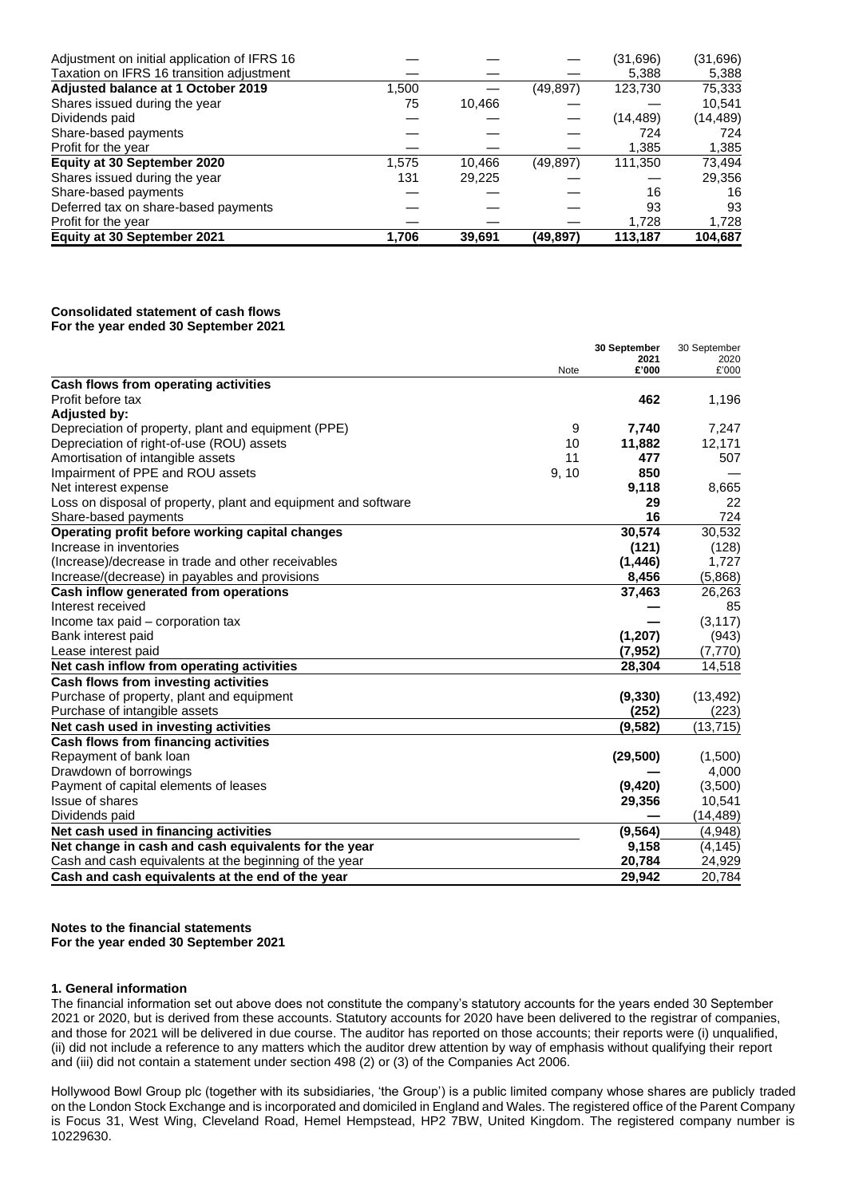| | | | | | |
|---|---|---|---|---|---|
| Adjustment on initial application of IFRS 16 | — | — | — | (31,696) | (31,696) |
| Taxation on IFRS 16 transition adjustment | — | — | — | 5,388 | 5,388 |
| **Adjusted balance at 1 October 2019** | 1,500 | — | (49,897) | 123,730 | 75,333 |
| Shares issued during the year | 75 | 10,466 | — | — | 10,541 |
| Dividends paid | — | — | — | (14,489) | (14,489) |
| Share-based payments | — | — | — | 724 | 724 |
| Profit for the year | — | — | — | 1,385 | 1,385 |
| **Equity at 30 September 2020** | 1,575 | 10,466 | (49,897) | 111,350 | 73,494 |
| Shares issued during the year | 131 | 29,225 | — | — | 29,356 |
| Share-based payments | — | — | — | 16 | 16 |
| Deferred tax on share-based payments | — | — | — | 93 | 93 |
| Profit for the year | — | — | — | 1,728 | 1,728 |
| **Equity at 30 September 2021** | **1,706** | **39,691** | **(49,897)** | **113,187** | **104,687** |

**Consolidated statement of cash flows**
**For the year ended 30 September 2021**

| | Note | **30 September 2021 £'000** | 30 September 2020 £'000 |
|---|---|---|---|
| **Cash flows from operating activities** | | | |
| Profit before tax | | **462** | 1,196 |
| **Adjusted by:** | | | |
| Depreciation of property, plant and equipment (PPE) | 9 | **7,740** | 7,247 |
| Depreciation of right-of-use (ROU) assets | 10 | **11,882** | 12,171 |
| Amortisation of intangible assets | 11 | **477** | 507 |
| Impairment of PPE and ROU assets | 9, 10 | **850** | — |
| Net interest expense | | **9,118** | 8,665 |
| Loss on disposal of property, plant and equipment and software | | **29** | 22 |
| Share-based payments | | **16** | 724 |
| **Operating profit before working capital changes** | | **30,574** | 30,532 |
| Increase in inventories | | **(121)** | (128) |
| (Increase)/decrease in trade and other receivables | | **(1,446)** | 1,727 |
| Increase/(decrease) in payables and provisions | | **8,456** | (5,868) |
| **Cash inflow generated from operations** | | **37,463** | 26,263 |
| Interest received | | **—** | 85 |
| Income tax paid – corporation tax | | **—** | (3,117) |
| Bank interest paid | | **(1,207)** | (943) |
| Lease interest paid | | **(7,952)** | (7,770) |
| **Net cash inflow from operating activities** | | **28,304** | 14,518 |
| **Cash flows from investing activities** | | | |
| Purchase of property, plant and equipment | | **(9,330)** | (13,492) |
| Purchase of intangible assets | | **(252)** | (223) |
| **Net cash used in investing activities** | | **(9,582)** | (13,715) |
| **Cash flows from financing activities** | | | |
| Repayment of bank loan | | **(29,500)** | (1,500) |
| Drawdown of borrowings | | **—** | 4,000 |
| Payment of capital elements of leases | | **(9,420)** | (3,500) |
| Issue of shares | | **29,356** | 10,541 |
| Dividends paid | | **—** | (14,489) |
| **Net cash used in financing activities** | | **(9,564)** | (4,948) |
| **Net change in cash and cash equivalents for the year** | | **9,158** | (4,145) |
| Cash and cash equivalents at the beginning of the year | | **20,784** | 24,929 |
| **Cash and cash equivalents at the end of the year** | | **29,942** | 20,784 |

**Notes to the financial statements**
**For the year ended 30 September 2021**

**1. General information**

The financial information set out above does not constitute the company's statutory accounts for the years ended 30 September 2021 or 2020, but is derived from these accounts. Statutory accounts for 2020 have been delivered to the registrar of companies, and those for 2021 will be delivered in due course. The auditor has reported on those accounts; their reports were (i) unqualified, (ii) did not include a reference to any matters which the auditor drew attention by way of emphasis without qualifying their report and (iii) did not contain a statement under section 498 (2) or (3) of the Companies Act 2006.

Hollywood Bowl Group plc (together with its subsidiaries, 'the Group') is a public limited company whose shares are publicly traded on the London Stock Exchange and is incorporated and domiciled in England and Wales. The registered office of the Parent Company is Focus 31, West Wing, Cleveland Road, Hemel Hempstead, HP2 7BW, United Kingdom. The registered company number is 10229630.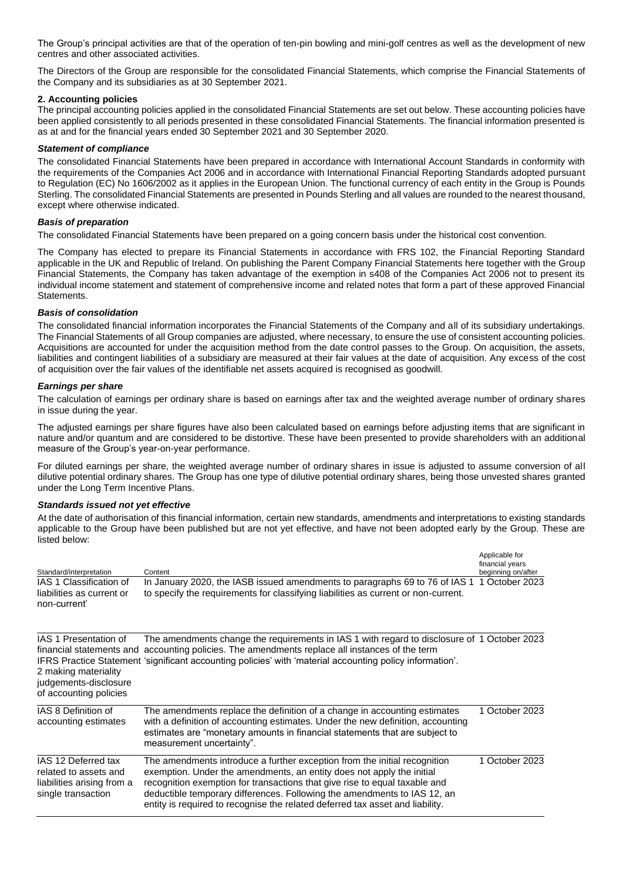The Group's principal activities are that of the operation of ten-pin bowling and mini-golf centres as well as the development of new centres and other associated activities.

The Directors of the Group are responsible for the consolidated Financial Statements, which comprise the Financial Statements of the Company and its subsidiaries as at 30 September 2021.

## 2. Accounting policies

The principal accounting policies applied in the consolidated Financial Statements are set out below. These accounting policies have been applied consistently to all periods presented in these consolidated Financial Statements. The financial information presented is as at and for the financial years ended 30 September 2021 and 30 September 2020.

### *Statement of compliance*

The consolidated Financial Statements have been prepared in accordance with International Account Standards in conformity with the requirements of the Companies Act 2006 and in accordance with International Financial Reporting Standards adopted pursuant to Regulation (EC) No 1606/2002 as it applies in the European Union. The functional currency of each entity in the Group is Pounds Sterling. The consolidated Financial Statements are presented in Pounds Sterling and all values are rounded to the nearest thousand, except where otherwise indicated.

### *Basis of preparation*

The consolidated Financial Statements have been prepared on a going concern basis under the historical cost convention.

The Company has elected to prepare its Financial Statements in accordance with FRS 102, the Financial Reporting Standard applicable in the UK and Republic of Ireland. On publishing the Parent Company Financial Statements here together with the Group Financial Statements, the Company has taken advantage of the exemption in s408 of the Companies Act 2006 not to present its individual income statement and statement of comprehensive income and related notes that form a part of these approved Financial Statements.

### *Basis of consolidation*

The consolidated financial information incorporates the Financial Statements of the Company and all of its subsidiary undertakings. The Financial Statements of all Group companies are adjusted, where necessary, to ensure the use of consistent accounting policies. Acquisitions are accounted for under the acquisition method from the date control passes to the Group. On acquisition, the assets, liabilities and contingent liabilities of a subsidiary are measured at their fair values at the date of acquisition. Any excess of the cost of acquisition over the fair values of the identifiable net assets acquired is recognised as goodwill.

### *Earnings per share*

The calculation of earnings per ordinary share is based on earnings after tax and the weighted average number of ordinary shares in issue during the year.

The adjusted earnings per share figures have also been calculated based on earnings before adjusting items that are significant in nature and/or quantum and are considered to be distortive. These have been presented to provide shareholders with an additional measure of the Group's year-on-year performance.

For diluted earnings per share, the weighted average number of ordinary shares in issue is adjusted to assume conversion of all dilutive potential ordinary shares. The Group has one type of dilutive potential ordinary shares, being those unvested shares granted under the Long Term Incentive Plans.

### *Standards issued not yet effective*

At the date of authorisation of this financial information, certain new standards, amendments and interpretations to existing standards applicable to the Group have been published but are not yet effective, and have not been adopted early by the Group. These are listed below:

| Standard/interpretation | Content | Applicable for financial years beginning on/after |
|---|---|---|
| IAS 1 Classification of liabilities as current or non-current' | In January 2020, the IASB issued amendments to paragraphs 69 to 76 of IAS 1 to specify the requirements for classifying liabilities as current or non-current. | 1 October 2023 |
| IAS 1 Presentation of financial statements and IFRS Practice Statement 2 making materiality judgements-disclosure of accounting policies | The amendments change the requirements in IAS 1 with regard to disclosure of accounting policies. The amendments replace all instances of the term 'significant accounting policies' with 'material accounting policy information'. | 1 October 2023 |
| IAS 8 Definition of accounting estimates | The amendments replace the definition of a change in accounting estimates with a definition of accounting estimates. Under the new definition, accounting estimates are "monetary amounts in financial statements that are subject to measurement uncertainty". | 1 October 2023 |
| IAS 12 Deferred tax related to assets and liabilities arising from a single transaction | The amendments introduce a further exception from the initial recognition exemption. Under the amendments, an entity does not apply the initial recognition exemption for transactions that give rise to equal taxable and deductible temporary differences. Following the amendments to IAS 12, an entity is required to recognise the related deferred tax asset and liability. | 1 October 2023 |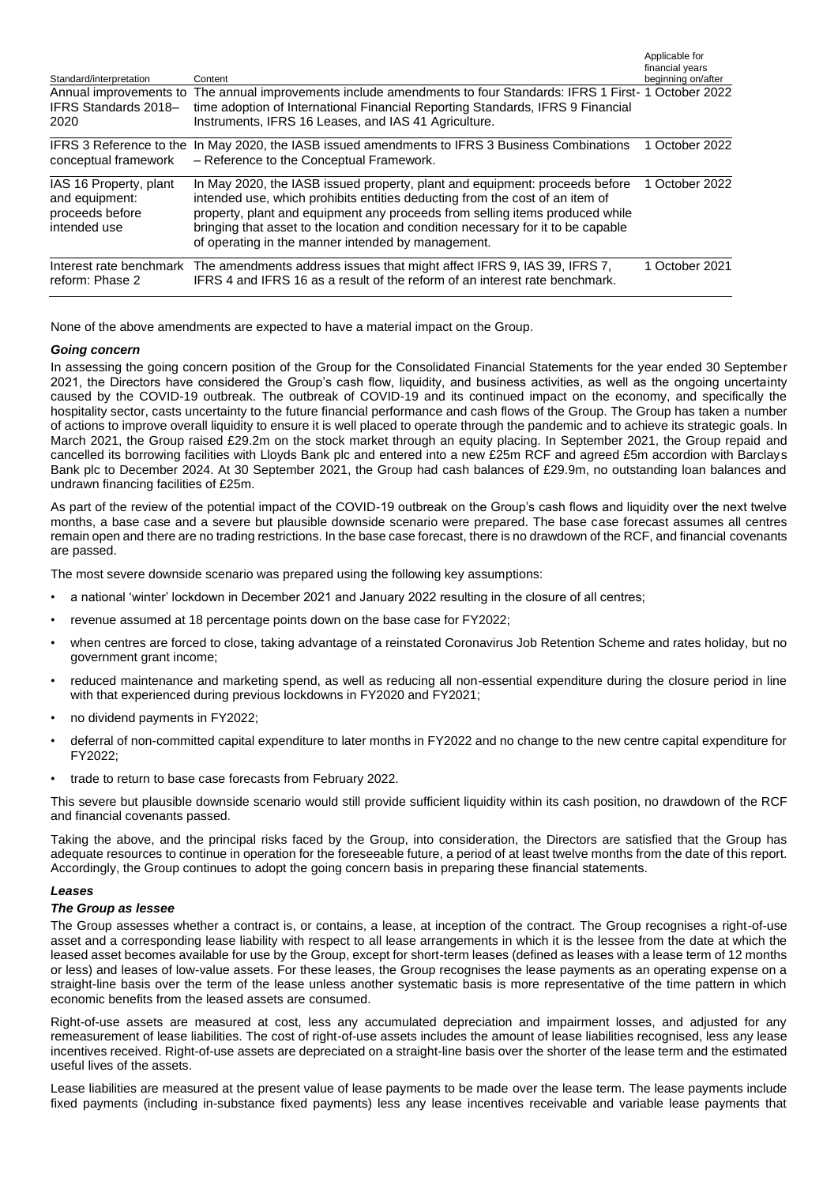| Standard/interpretation | Content | Applicable for financial years beginning on/after |
|---|---|---|
| Annual improvements to IFRS Standards 2018–2020 | The annual improvements include amendments to four Standards: IFRS 1 First-time adoption of International Financial Reporting Standards, IFRS 9 Financial Instruments, IFRS 16 Leases, and IAS 41 Agriculture. | 1 October 2022 |
| IFRS 3 Reference to the conceptual framework | In May 2020, the IASB issued amendments to IFRS 3 Business Combinations – Reference to the Conceptual Framework. | 1 October 2022 |
| IAS 16 Property, plant and equipment: proceeds before intended use | In May 2020, the IASB issued property, plant and equipment: proceeds before intended use, which prohibits entities deducting from the cost of an item of property, plant and equipment any proceeds from selling items produced while bringing that asset to the location and condition necessary for it to be capable of operating in the manner intended by management. | 1 October 2022 |
| Interest rate benchmark reform: Phase 2 | The amendments address issues that might affect IFRS 9, IAS 39, IFRS 7, IFRS 4 and IFRS 16 as a result of the reform of an interest rate benchmark. | 1 October 2021 |

None of the above amendments are expected to have a material impact on the Group.

***Going concern***

In assessing the going concern position of the Group for the Consolidated Financial Statements for the year ended 30 September 2021, the Directors have considered the Group's cash flow, liquidity, and business activities, as well as the ongoing uncertainty caused by the COVID-19 outbreak. The outbreak of COVID-19 and its continued impact on the economy, and specifically the hospitality sector, casts uncertainty to the future financial performance and cash flows of the Group. The Group has taken a number of actions to improve overall liquidity to ensure it is well placed to operate through the pandemic and to achieve its strategic goals. In March 2021, the Group raised £29.2m on the stock market through an equity placing. In September 2021, the Group repaid and cancelled its borrowing facilities with Lloyds Bank plc and entered into a new £25m RCF and agreed £5m accordion with Barclays Bank plc to December 2024. At 30 September 2021, the Group had cash balances of £29.9m, no outstanding loan balances and undrawn financing facilities of £25m.

As part of the review of the potential impact of the COVID-19 outbreak on the Group's cash flows and liquidity over the next twelve months, a base case and a severe but plausible downside scenario were prepared. The base case forecast assumes all centres remain open and there are no trading restrictions. In the base case forecast, there is no drawdown of the RCF, and financial covenants are passed.

The most severe downside scenario was prepared using the following key assumptions:

- a national 'winter' lockdown in December 2021 and January 2022 resulting in the closure of all centres;
- revenue assumed at 18 percentage points down on the base case for FY2022;
- when centres are forced to close, taking advantage of a reinstated Coronavirus Job Retention Scheme and rates holiday, but no government grant income;
- reduced maintenance and marketing spend, as well as reducing all non-essential expenditure during the closure period in line with that experienced during previous lockdowns in FY2020 and FY2021;
- no dividend payments in FY2022;
- deferral of non-committed capital expenditure to later months in FY2022 and no change to the new centre capital expenditure for FY2022;
- trade to return to base case forecasts from February 2022.

This severe but plausible downside scenario would still provide sufficient liquidity within its cash position, no drawdown of the RCF and financial covenants passed.

Taking the above, and the principal risks faced by the Group, into consideration, the Directors are satisfied that the Group has adequate resources to continue in operation for the foreseeable future, a period of at least twelve months from the date of this report. Accordingly, the Group continues to adopt the going concern basis in preparing these financial statements.

***Leases***

***The Group as lessee***

The Group assesses whether a contract is, or contains, a lease, at inception of the contract. The Group recognises a right-of-use asset and a corresponding lease liability with respect to all lease arrangements in which it is the lessee from the date at which the leased asset becomes available for use by the Group, except for short-term leases (defined as leases with a lease term of 12 months or less) and leases of low-value assets. For these leases, the Group recognises the lease payments as an operating expense on a straight-line basis over the term of the lease unless another systematic basis is more representative of the time pattern in which economic benefits from the leased assets are consumed.

Right-of-use assets are measured at cost, less any accumulated depreciation and impairment losses, and adjusted for any remeasurement of lease liabilities. The cost of right-of-use assets includes the amount of lease liabilities recognised, less any lease incentives received. Right-of-use assets are depreciated on a straight-line basis over the shorter of the lease term and the estimated useful lives of the assets.

Lease liabilities are measured at the present value of lease payments to be made over the lease term. The lease payments include fixed payments (including in-substance fixed payments) less any lease incentives receivable and variable lease payments that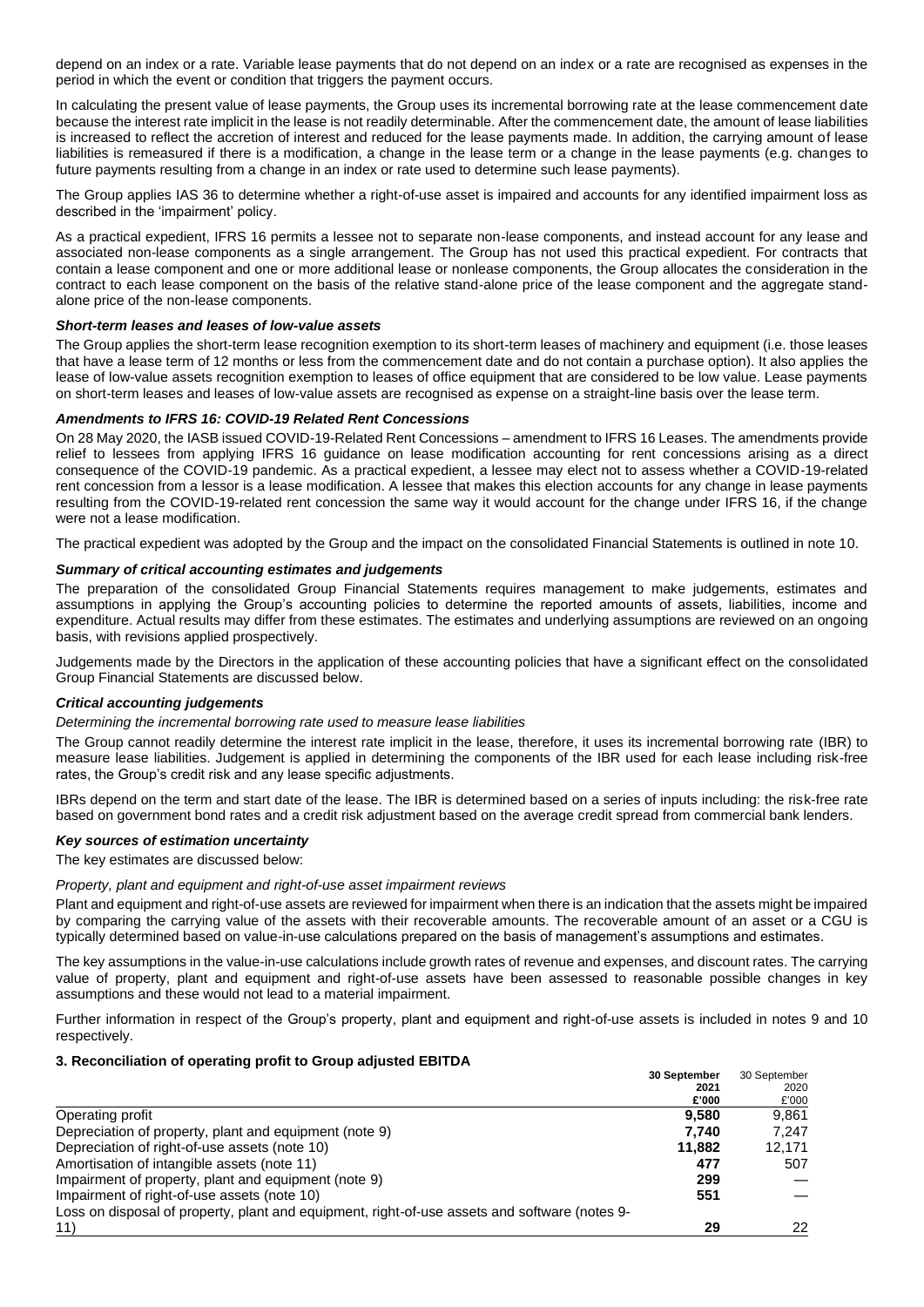depend on an index or a rate. Variable lease payments that do not depend on an index or a rate are recognised as expenses in the period in which the event or condition that triggers the payment occurs.

In calculating the present value of lease payments, the Group uses its incremental borrowing rate at the lease commencement date because the interest rate implicit in the lease is not readily determinable. After the commencement date, the amount of lease liabilities is increased to reflect the accretion of interest and reduced for the lease payments made. In addition, the carrying amount of lease liabilities is remeasured if there is a modification, a change in the lease term or a change in the lease payments (e.g. changes to future payments resulting from a change in an index or rate used to determine such lease payments).

The Group applies IAS 36 to determine whether a right-of-use asset is impaired and accounts for any identified impairment loss as described in the 'impairment' policy.

As a practical expedient, IFRS 16 permits a lessee not to separate non-lease components, and instead account for any lease and associated non-lease components as a single arrangement. The Group has not used this practical expedient. For contracts that contain a lease component and one or more additional lease or nonlease components, the Group allocates the consideration in the contract to each lease component on the basis of the relative stand-alone price of the lease component and the aggregate stand-alone price of the non-lease components.

***Short-term leases and leases of low-value assets***

The Group applies the short-term lease recognition exemption to its short-term leases of machinery and equipment (i.e. those leases that have a lease term of 12 months or less from the commencement date and do not contain a purchase option). It also applies the lease of low-value assets recognition exemption to leases of office equipment that are considered to be low value. Lease payments on short-term leases and leases of low-value assets are recognised as expense on a straight-line basis over the lease term.

***Amendments to IFRS 16: COVID-19 Related Rent Concessions***

On 28 May 2020, the IASB issued COVID-19-Related Rent Concessions – amendment to IFRS 16 Leases. The amendments provide relief to lessees from applying IFRS 16 guidance on lease modification accounting for rent concessions arising as a direct consequence of the COVID-19 pandemic. As a practical expedient, a lessee may elect not to assess whether a COVID-19-related rent concession from a lessor is a lease modification. A lessee that makes this election accounts for any change in lease payments resulting from the COVID-19-related rent concession the same way it would account for the change under IFRS 16, if the change were not a lease modification.

The practical expedient was adopted by the Group and the impact on the consolidated Financial Statements is outlined in note 10.

***Summary of critical accounting estimates and judgements***

The preparation of the consolidated Group Financial Statements requires management to make judgements, estimates and assumptions in applying the Group's accounting policies to determine the reported amounts of assets, liabilities, income and expenditure. Actual results may differ from these estimates. The estimates and underlying assumptions are reviewed on an ongoing basis, with revisions applied prospectively.

Judgements made by the Directors in the application of these accounting policies that have a significant effect on the consolidated Group Financial Statements are discussed below.

***Critical accounting judgements***

*Determining the incremental borrowing rate used to measure lease liabilities*

The Group cannot readily determine the interest rate implicit in the lease, therefore, it uses its incremental borrowing rate (IBR) to measure lease liabilities. Judgement is applied in determining the components of the IBR used for each lease including risk-free rates, the Group's credit risk and any lease specific adjustments.

IBRs depend on the term and start date of the lease. The IBR is determined based on a series of inputs including: the risk-free rate based on government bond rates and a credit risk adjustment based on the average credit spread from commercial bank lenders.

***Key sources of estimation uncertainty***

The key estimates are discussed below:

*Property, plant and equipment and right-of-use asset impairment reviews*

Plant and equipment and right-of-use assets are reviewed for impairment when there is an indication that the assets might be impaired by comparing the carrying value of the assets with their recoverable amounts. The recoverable amount of an asset or a CGU is typically determined based on value-in-use calculations prepared on the basis of management's assumptions and estimates.

The key assumptions in the value-in-use calculations include growth rates of revenue and expenses, and discount rates. The carrying value of property, plant and equipment and right-of-use assets have been assessed to reasonable possible changes in key assumptions and these would not lead to a material impairment.

Further information in respect of the Group's property, plant and equipment and right-of-use assets is included in notes 9 and 10 respectively.

**3. Reconciliation of operating profit to Group adjusted EBITDA**

| | **30 September 2021 £'000** | 30 September 2020 £'000 |
|---|---|---|
| Operating profit | **9,580** | 9,861 |
| Depreciation of property, plant and equipment (note 9) | **7,740** | 7,247 |
| Depreciation of right-of-use assets (note 10) | **11,882** | 12,171 |
| Amortisation of intangible assets (note 11) | **477** | 507 |
| Impairment of property, plant and equipment (note 9) | **299** | — |
| Impairment of right-of-use assets (note 10) | **551** | — |
| Loss on disposal of property, plant and equipment, right-of-use assets and software (notes 9-11) | **29** | 22 |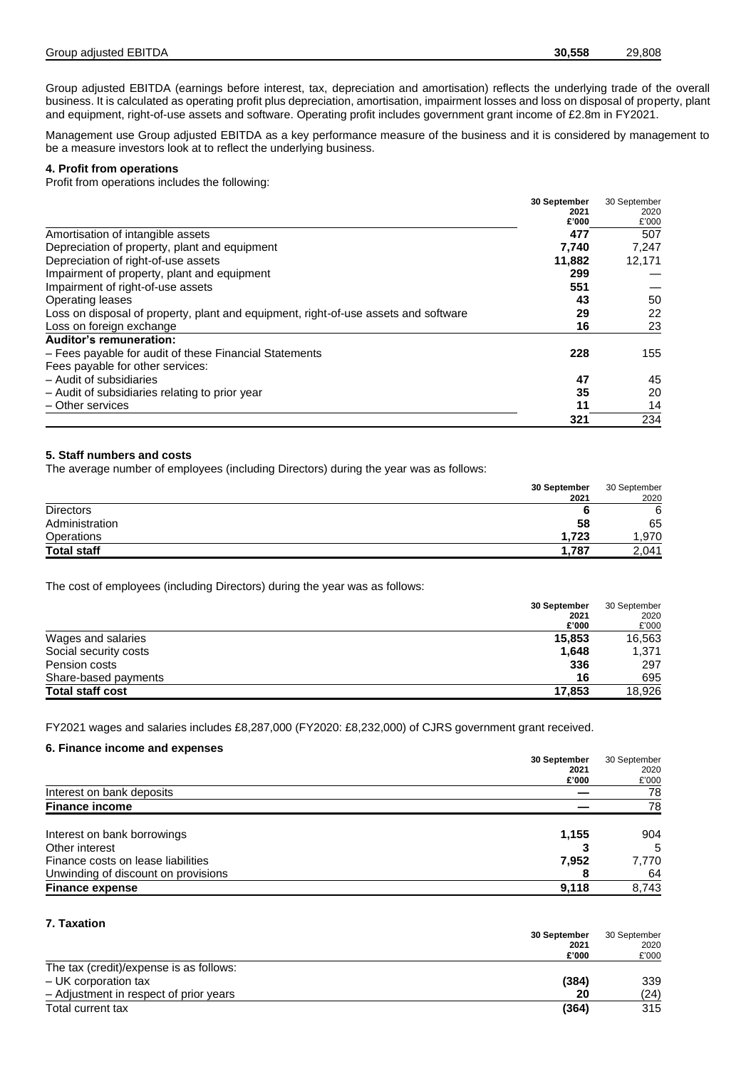| | | |
|---|---|---|
| Group adjusted EBITDA | **30,558** | 29,808 |

Group adjusted EBITDA (earnings before interest, tax, depreciation and amortisation) reflects the underlying trade of the overall business. It is calculated as operating profit plus depreciation, amortisation, impairment losses and loss on disposal of property, plant and equipment, right-of-use assets and software. Operating profit includes government grant income of £2.8m in FY2021.

Management use Group adjusted EBITDA as a key performance measure of the business and it is considered by management to be a measure investors look at to reflect the underlying business.

**4. Profit from operations**

Profit from operations includes the following:

| | **30 September 2021 £'000** | 30 September 2020 £'000 |
|---|---|---|
| Amortisation of intangible assets | **477** | 507 |
| Depreciation of property, plant and equipment | **7,740** | 7,247 |
| Depreciation of right-of-use assets | **11,882** | 12,171 |
| Impairment of property, plant and equipment | **299** | — |
| Impairment of right-of-use assets | **551** | — |
| Operating leases | **43** | 50 |
| Loss on disposal of property, plant and equipment, right-of-use assets and software | **29** | 22 |
| Loss on foreign exchange | **16** | 23 |
| **Auditor's remuneration:** | | |
| – Fees payable for audit of these Financial Statements | **228** | 155 |
| Fees payable for other services: | | |
| – Audit of subsidiaries | **47** | 45 |
| – Audit of subsidiaries relating to prior year | **35** | 20 |
| – Other services | **11** | 14 |
| | **321** | 234 |

**5. Staff numbers and costs**

The average number of employees (including Directors) during the year was as follows:

| | **30 September 2021** | 30 September 2020 |
|---|---|---|
| Directors | **6** | 6 |
| Administration | **58** | 65 |
| Operations | **1,723** | 1,970 |
| **Total staff** | **1,787** | 2,041 |

The cost of employees (including Directors) during the year was as follows:

| | **30 September 2021 £'000** | 30 September 2020 £'000 |
|---|---|---|
| Wages and salaries | **15,853** | 16,563 |
| Social security costs | **1,648** | 1,371 |
| Pension costs | **336** | 297 |
| Share-based payments | **16** | 695 |
| **Total staff cost** | **17,853** | 18,926 |

FY2021 wages and salaries includes £8,287,000 (FY2020: £8,232,000) of CJRS government grant received.

**6. Finance income and expenses**

| | **30 September 2021 £'000** | 30 September 2020 £'000 |
|---|---|---|
| Interest on bank deposits | **—** | 78 |
| **Finance income** | **—** | 78 |
| | | |
| Interest on bank borrowings | **1,155** | 904 |
| Other interest | **3** | 5 |
| Finance costs on lease liabilities | **7,952** | 7,770 |
| Unwinding of discount on provisions | **8** | 64 |
| **Finance expense** | **9,118** | 8,743 |

**7. Taxation**

| | **30 September 2021 £'000** | 30 September 2020 £'000 |
|---|---|---|
| The tax (credit)/expense is as follows: | | |
| – UK corporation tax | **(384)** | 339 |
| – Adjustment in respect of prior years | **20** | (24) |
| Total current tax | **(364)** | 315 |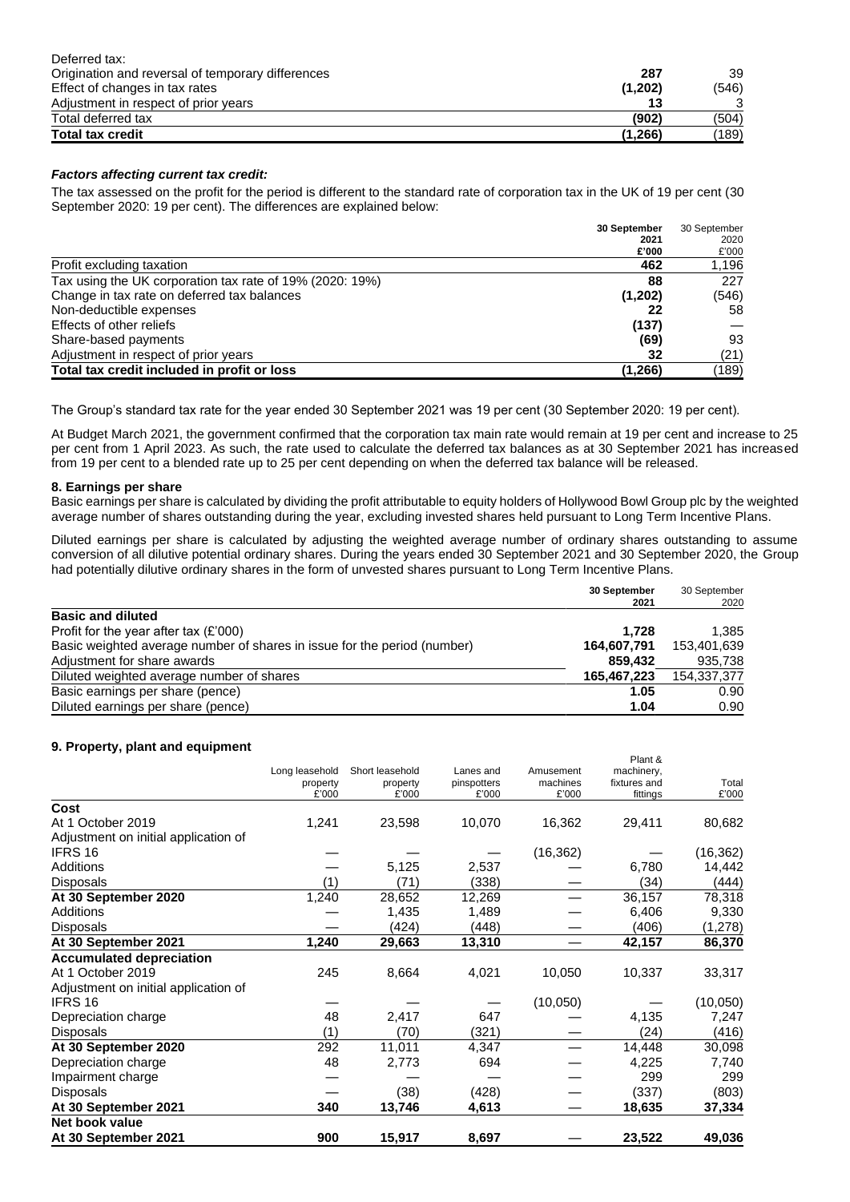| | | |
|---|---|---|
| Deferred tax: | | |
| Origination and reversal of temporary differences | **287** | 39 |
| Effect of changes in tax rates | **(1,202)** | (546) |
| Adjustment in respect of prior years | **13** | 3 |
| Total deferred tax | **(902)** | (504) |
| **Total tax credit** | **(1,266)** | (189) |

***Factors affecting current tax credit:***

The tax assessed on the profit for the period is different to the standard rate of corporation tax in the UK of 19 per cent (30 September 2020: 19 per cent). The differences are explained below:

| | **30 September 2021 £'000** | 30 September 2020 £'000 |
|---|---|---|
| Profit excluding taxation | **462** | 1,196 |
| Tax using the UK corporation tax rate of 19% (2020: 19%) | **88** | 227 |
| Change in tax rate on deferred tax balances | **(1,202)** | (546) |
| Non-deductible expenses | **22** | 58 |
| Effects of other reliefs | **(137)** | — |
| Share-based payments | **(69)** | 93 |
| Adjustment in respect of prior years | **32** | (21) |
| **Total tax credit included in profit or loss** | **(1,266)** | (189) |

The Group's standard tax rate for the year ended 30 September 2021 was 19 per cent (30 September 2020: 19 per cent).

At Budget March 2021, the government confirmed that the corporation tax main rate would remain at 19 per cent and increase to 25 per cent from 1 April 2023. As such, the rate used to calculate the deferred tax balances as at 30 September 2021 has increased from 19 per cent to a blended rate up to 25 per cent depending on when the deferred tax balance will be released.

**8. Earnings per share**

Basic earnings per share is calculated by dividing the profit attributable to equity holders of Hollywood Bowl Group plc by the weighted average number of shares outstanding during the year, excluding invested shares held pursuant to Long Term Incentive Plans.

Diluted earnings per share is calculated by adjusting the weighted average number of ordinary shares outstanding to assume conversion of all dilutive potential ordinary shares. During the years ended 30 September 2021 and 30 September 2020, the Group had potentially dilutive ordinary shares in the form of unvested shares pursuant to Long Term Incentive Plans.

| | **30 September 2021** | 30 September 2020 |
|---|---|---|
| **Basic and diluted** | | |
| Profit for the year after tax (£'000) | **1,728** | 1,385 |
| Basic weighted average number of shares in issue for the period (number) | **164,607,791** | 153,401,639 |
| Adjustment for share awards | **859,432** | 935,738 |
| Diluted weighted average number of shares | **165,467,223** | 154,337,377 |
| Basic earnings per share (pence) | **1.05** | 0.90 |
| Diluted earnings per share (pence) | **1.04** | 0.90 |

**9. Property, plant and equipment**

| | Long leasehold property £'000 | Short leasehold property £'000 | Lanes and pinspotters £'000 | Amusement machines £'000 | Plant & machinery, fixtures and fittings | Total £'000 |
|---|---|---|---|---|---|---|
| **Cost** | | | | | | |
| At 1 October 2019 | 1,241 | 23,598 | 10,070 | 16,362 | 29,411 | 80,682 |
| Adjustment on initial application of IFRS 16 | — | — | — | (16,362) | — | (16,362) |
| Additions | — | 5,125 | 2,537 | — | 6,780 | 14,442 |
| Disposals | (1) | (71) | (338) | — | (34) | (444) |
| **At 30 September 2020** | 1,240 | 28,652 | 12,269 | — | 36,157 | 78,318 |
| Additions | — | 1,435 | 1,489 | — | 6,406 | 9,330 |
| Disposals | — | (424) | (448) | — | (406) | (1,278) |
| **At 30 September 2021** | **1,240** | **29,663** | **13,310** | — | **42,157** | **86,370** |
| **Accumulated depreciation** | | | | | | |
| At 1 October 2019 | 245 | 8,664 | 4,021 | 10,050 | 10,337 | 33,317 |
| Adjustment on initial application of IFRS 16 | — | — | — | (10,050) | — | (10,050) |
| Depreciation charge | 48 | 2,417 | 647 | — | 4,135 | 7,247 |
| Disposals | (1) | (70) | (321) | — | (24) | (416) |
| **At 30 September 2020** | 292 | 11,011 | 4,347 | — | 14,448 | 30,098 |
| Depreciation charge | 48 | 2,773 | 694 | — | 4,225 | 7,740 |
| Impairment charge | — | — | — | — | 299 | 299 |
| Disposals | — | (38) | (428) | — | (337) | (803) |
| **At 30 September 2021** | **340** | **13,746** | **4,613** | — | **18,635** | **37,334** |
| **Net book value** | | | | | | |
| **At 30 September 2021** | **900** | **15,917** | **8,697** | — | **23,522** | **49,036** |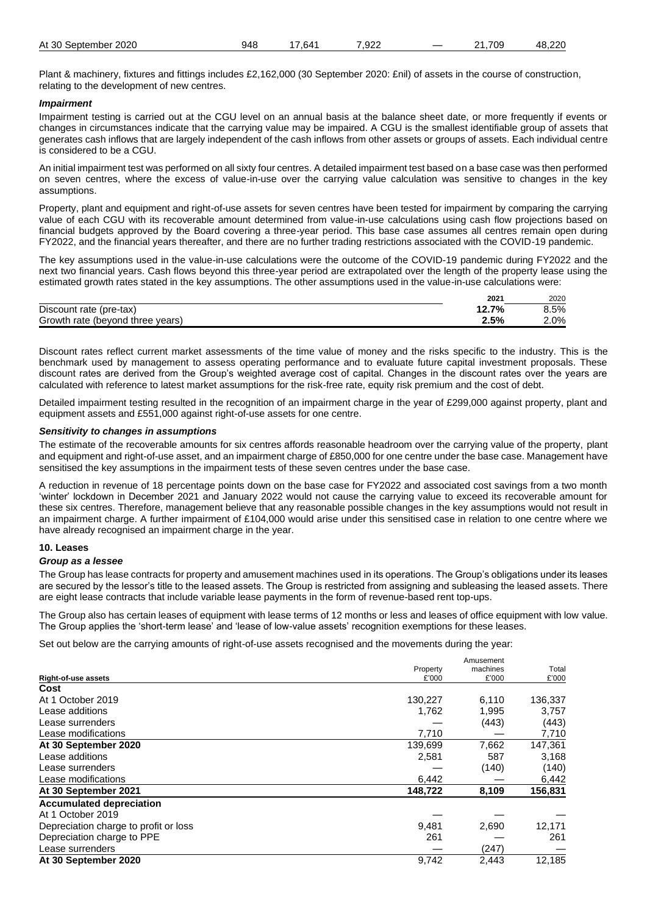| At 30 September 2020 | 948 | 17,641 | 7,922 | — | 21,709 | 48,220 |
|---|---|---|---|---|---|---|

Plant & machinery, fixtures and fittings includes £2,162,000 (30 September 2020: £nil) of assets in the course of construction, relating to the development of new centres.

***Impairment***

Impairment testing is carried out at the CGU level on an annual basis at the balance sheet date, or more frequently if events or changes in circumstances indicate that the carrying value may be impaired. A CGU is the smallest identifiable group of assets that generates cash inflows that are largely independent of the cash inflows from other assets or groups of assets. Each individual centre is considered to be a CGU.

An initial impairment test was performed on all sixty four centres. A detailed impairment test based on a base case was then performed on seven centres, where the excess of value-in-use over the carrying value calculation was sensitive to changes in the key assumptions.

Property, plant and equipment and right-of-use assets for seven centres have been tested for impairment by comparing the carrying value of each CGU with its recoverable amount determined from value-in-use calculations using cash flow projections based on financial budgets approved by the Board covering a three-year period. This base case assumes all centres remain open during FY2022, and the financial years thereafter, and there are no further trading restrictions associated with the COVID-19 pandemic.

The key assumptions used in the value-in-use calculations were the outcome of the COVID-19 pandemic during FY2022 and the next two financial years. Cash flows beyond this three-year period are extrapolated over the length of the property lease using the estimated growth rates stated in the key assumptions. The other assumptions used in the value-in-use calculations were:

| | **2021** | 2020 |
|---|---|---|
| Discount rate (pre-tax) | **12.7%** | 8.5% |
| Growth rate (beyond three years) | **2.5%** | 2.0% |

Discount rates reflect current market assessments of the time value of money and the risks specific to the industry. This is the benchmark used by management to assess operating performance and to evaluate future capital investment proposals. These discount rates are derived from the Group's weighted average cost of capital. Changes in the discount rates over the years are calculated with reference to latest market assumptions for the risk-free rate, equity risk premium and the cost of debt.

Detailed impairment testing resulted in the recognition of an impairment charge in the year of £299,000 against property, plant and equipment assets and £551,000 against right-of-use assets for one centre.

***Sensitivity to changes in assumptions***

The estimate of the recoverable amounts for six centres affords reasonable headroom over the carrying value of the property, plant and equipment and right-of-use asset, and an impairment charge of £850,000 for one centre under the base case. Management have sensitised the key assumptions in the impairment tests of these seven centres under the base case.

A reduction in revenue of 18 percentage points down on the base case for FY2022 and associated cost savings from a two month 'winter' lockdown in December 2021 and January 2022 would not cause the carrying value to exceed its recoverable amount for these six centres. Therefore, management believe that any reasonable possible changes in the key assumptions would not result in an impairment charge. A further impairment of £104,000 would arise under this sensitised case in relation to one centre where we have already recognised an impairment charge in the year.

**10. Leases**

***Group as a lessee***

The Group has lease contracts for property and amusement machines used in its operations. The Group's obligations under its leases are secured by the lessor's title to the leased assets. The Group is restricted from assigning and subleasing the leased assets. There are eight lease contracts that include variable lease payments in the form of revenue-based rent top-ups.

The Group also has certain leases of equipment with lease terms of 12 months or less and leases of office equipment with low value. The Group applies the 'short-term lease' and 'lease of low-value assets' recognition exemptions for these leases.

Set out below are the carrying amounts of right-of-use assets recognised and the movements during the year:

| **Right-of-use assets** | Property £'000 | Amusement machines £'000 | Total £'000 |
|---|---|---|---|
| **Cost** | | | |
| At 1 October 2019 | 130,227 | 6,110 | 136,337 |
| Lease additions | 1,762 | 1,995 | 3,757 |
| Lease surrenders | — | (443) | (443) |
| Lease modifications | 7,710 | — | 7,710 |
| **At 30 September 2020** | 139,699 | 7,662 | 147,361 |
| Lease additions | 2,581 | 587 | 3,168 |
| Lease surrenders | — | (140) | (140) |
| Lease modifications | 6,442 | — | 6,442 |
| **At 30 September 2021** | **148,722** | **8,109** | **156,831** |
| **Accumulated depreciation** | | | |
| At 1 October 2019 | — | — | — |
| Depreciation charge to profit or loss | 9,481 | 2,690 | 12,171 |
| Depreciation charge to PPE | 261 | — | 261 |
| Lease surrenders | — | (247) | — |
| **At 30 September 2020** | 9,742 | 2,443 | 12,185 |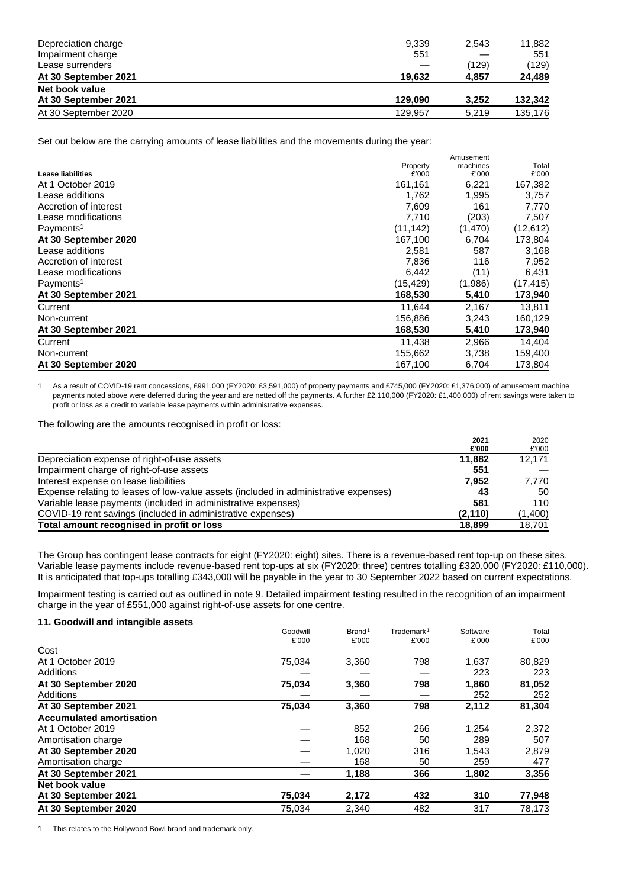| | | | |
|---|---|---|---|
| Depreciation charge | 9,339 | 2,543 | 11,882 |
| Impairment charge | 551 | — | 551 |
| Lease surrenders | — | (129) | (129) |
| **At 30 September 2021** | **19,632** | **4,857** | **24,489** |
| **Net book value** | | | |
| **At 30 September 2021** | **129,090** | **3,252** | **132,342** |
| At 30 September 2020 | 129,957 | 5,219 | 135,176 |

Set out below are the carrying amounts of lease liabilities and the movements during the year:

| **Lease liabilities** | Property £'000 | Amusement machines £'000 | Total £'000 |
|---|---|---|---|
| At 1 October 2019 | 161,161 | 6,221 | 167,382 |
| Lease additions | 1,762 | 1,995 | 3,757 |
| Accretion of interest | 7,609 | 161 | 7,770 |
| Lease modifications | 7,710 | (203) | 7,507 |
| Payments[1] | (11,142) | (1,470) | (12,612) |
| **At 30 September 2020** | 167,100 | 6,704 | 173,804 |
| Lease additions | 2,581 | 587 | 3,168 |
| Accretion of interest | 7,836 | 116 | 7,952 |
| Lease modifications | 6,442 | (11) | 6,431 |
| Payments[1] | (15,429) | (1,986) | (17,415) |
| **At 30 September 2021** | **168,530** | **5,410** | **173,940** |
| Current | 11,644 | 2,167 | 13,811 |
| Non-current | 156,886 | 3,243 | 160,129 |
| **At 30 September 2021** | **168,530** | **5,410** | **173,940** |
| Current | 11,438 | 2,966 | 14,404 |
| Non-current | 155,662 | 3,738 | 159,400 |
| **At 30 September 2020** | 167,100 | 6,704 | 173,804 |

1 As a result of COVID-19 rent concessions, £991,000 (FY2020: £3,591,000) of property payments and £745,000 (FY2020: £1,376,000) of amusement machine payments noted above were deferred during the year and are netted off the payments. A further £2,110,000 (FY2020: £1,400,000) of rent savings were taken to profit or loss as a credit to variable lease payments within administrative expenses.

The following are the amounts recognised in profit or loss:

| | **2021 £'000** | 2020 £'000 |
|---|---|---|
| Depreciation expense of right-of-use assets | **11,882** | 12,171 |
| Impairment charge of right-of-use assets | **551** | — |
| Interest expense on lease liabilities | **7,952** | 7,770 |
| Expense relating to leases of low-value assets (included in administrative expenses) | **43** | 50 |
| Variable lease payments (included in administrative expenses) | **581** | 110 |
| COVID-19 rent savings (included in administrative expenses) | **(2,110)** | (1,400) |
| **Total amount recognised in profit or loss** | **18,899** | 18,701 |

The Group has contingent lease contracts for eight (FY2020: eight) sites. There is a revenue-based rent top-up on these sites. Variable lease payments include revenue-based rent top-ups at six (FY2020: three) centres totalling £320,000 (FY2020: £110,000). It is anticipated that top-ups totalling £343,000 will be payable in the year to 30 September 2022 based on current expectations.

Impairment testing is carried out as outlined in note 9. Detailed impairment testing resulted in the recognition of an impairment charge in the year of £551,000 against right-of-use assets for one centre.

### 11. Goodwill and intangible assets

| | Goodwill £'000 | Brand[1] £'000 | Trademark[1] £'000 | Software £'000 | Total £'000 |
|---|---|---|---|---|---|
| Cost | | | | | |
| At 1 October 2019 | 75,034 | 3,360 | 798 | 1,637 | 80,829 |
| Additions | — | — | — | 223 | 223 |
| **At 30 September 2020** | **75,034** | **3,360** | **798** | **1,860** | **81,052** |
| Additions | — | — | — | 252 | 252 |
| **At 30 September 2021** | **75,034** | **3,360** | **798** | **2,112** | **81,304** |
| **Accumulated amortisation** | | | | | |
| At 1 October 2019 | — | 852 | 266 | 1,254 | 2,372 |
| Amortisation charge | — | 168 | 50 | 289 | 507 |
| **At 30 September 2020** | — | 1,020 | 316 | 1,543 | 2,879 |
| Amortisation charge | — | 168 | 50 | 259 | 477 |
| **At 30 September 2021** | **—** | **1,188** | **366** | **1,802** | **3,356** |
| **Net book value** | | | | | |
| **At 30 September 2021** | **75,034** | **2,172** | **432** | **310** | **77,948** |
| **At 30 September 2020** | 75,034 | 2,340 | 482 | 317 | 78,173 |

1 This relates to the Hollywood Bowl brand and trademark only.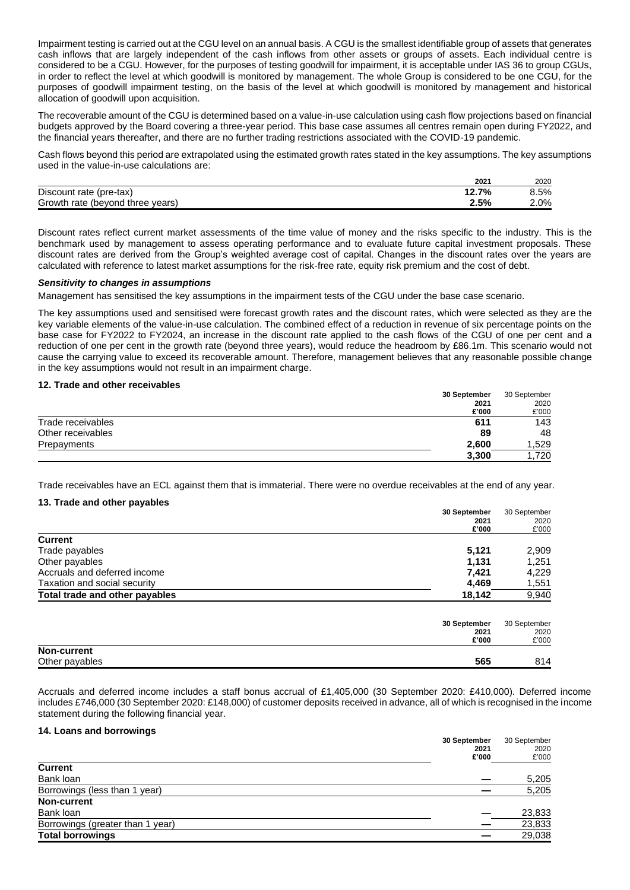Impairment testing is carried out at the CGU level on an annual basis. A CGU is the smallest identifiable group of assets that generates cash inflows that are largely independent of the cash inflows from other assets or groups of assets. Each individual centre is considered to be a CGU. However, for the purposes of testing goodwill for impairment, it is acceptable under IAS 36 to group CGUs, in order to reflect the level at which goodwill is monitored by management. The whole Group is considered to be one CGU, for the purposes of goodwill impairment testing, on the basis of the level at which goodwill is monitored by management and historical allocation of goodwill upon acquisition.

The recoverable amount of the CGU is determined based on a value-in-use calculation using cash flow projections based on financial budgets approved by the Board covering a three-year period. This base case assumes all centres remain open during FY2022, and the financial years thereafter, and there are no further trading restrictions associated with the COVID-19 pandemic.

Cash flows beyond this period are extrapolated using the estimated growth rates stated in the key assumptions. The key assumptions used in the value-in-use calculations are:

| | 2021 | 2020 |
|---|---|---|
| Discount rate (pre-tax) | **12.7%** | 8.5% |
| Growth rate (beyond three years) | **2.5%** | 2.0% |

Discount rates reflect current market assessments of the time value of money and the risks specific to the industry. This is the benchmark used by management to assess operating performance and to evaluate future capital investment proposals. These discount rates are derived from the Group's weighted average cost of capital. Changes in the discount rates over the years are calculated with reference to latest market assumptions for the risk-free rate, equity risk premium and the cost of debt.

***Sensitivity to changes in assumptions***

Management has sensitised the key assumptions in the impairment tests of the CGU under the base case scenario.

The key assumptions used and sensitised were forecast growth rates and the discount rates, which were selected as they are the key variable elements of the value-in-use calculation. The combined effect of a reduction in revenue of six percentage points on the base case for FY2022 to FY2024, an increase in the discount rate applied to the cash flows of the CGU of one per cent and a reduction of one per cent in the growth rate (beyond three years), would reduce the headroom by £86.1m. This scenario would not cause the carrying value to exceed its recoverable amount. Therefore, management believes that any reasonable possible change in the key assumptions would not result in an impairment charge.

## 12. Trade and other receivables

| | 30 September 2021 £'000 | 30 September 2020 £'000 |
|---|---|---|
| Trade receivables | **611** | 143 |
| Other receivables | **89** | 48 |
| Prepayments | **2,600** | 1,529 |
| | **3,300** | 1,720 |

Trade receivables have an ECL against them that is immaterial. There were no overdue receivables at the end of any year.

## 13. Trade and other payables

| | 30 September 2021 £'000 | 30 September 2020 £'000 |
|---|---|---|
| **Current** | | |
| Trade payables | **5,121** | 2,909 |
| Other payables | **1,131** | 1,251 |
| Accruals and deferred income | **7,421** | 4,229 |
| Taxation and social security | **4,469** | 1,551 |
| **Total trade and other payables** | **18,142** | 9,940 |

| | 30 September 2021 £'000 | 30 September 2020 £'000 |
|---|---|---|
| **Non-current** | | |
| Other payables | **565** | 814 |

Accruals and deferred income includes a staff bonus accrual of £1,405,000 (30 September 2020: £410,000). Deferred income includes £746,000 (30 September 2020: £148,000) of customer deposits received in advance, all of which is recognised in the income statement during the following financial year.

## 14. Loans and borrowings

| | 30 September 2021 £'000 | 30 September 2020 £'000 |
|---|---|---|
| **Current** | | |
| Bank loan | — | 5,205 |
| Borrowings (less than 1 year) | — | 5,205 |
| **Non-current** | | |
| Bank loan | — | 23,833 |
| Borrowings (greater than 1 year) | — | 23,833 |
| **Total borrowings** | — | 29,038 |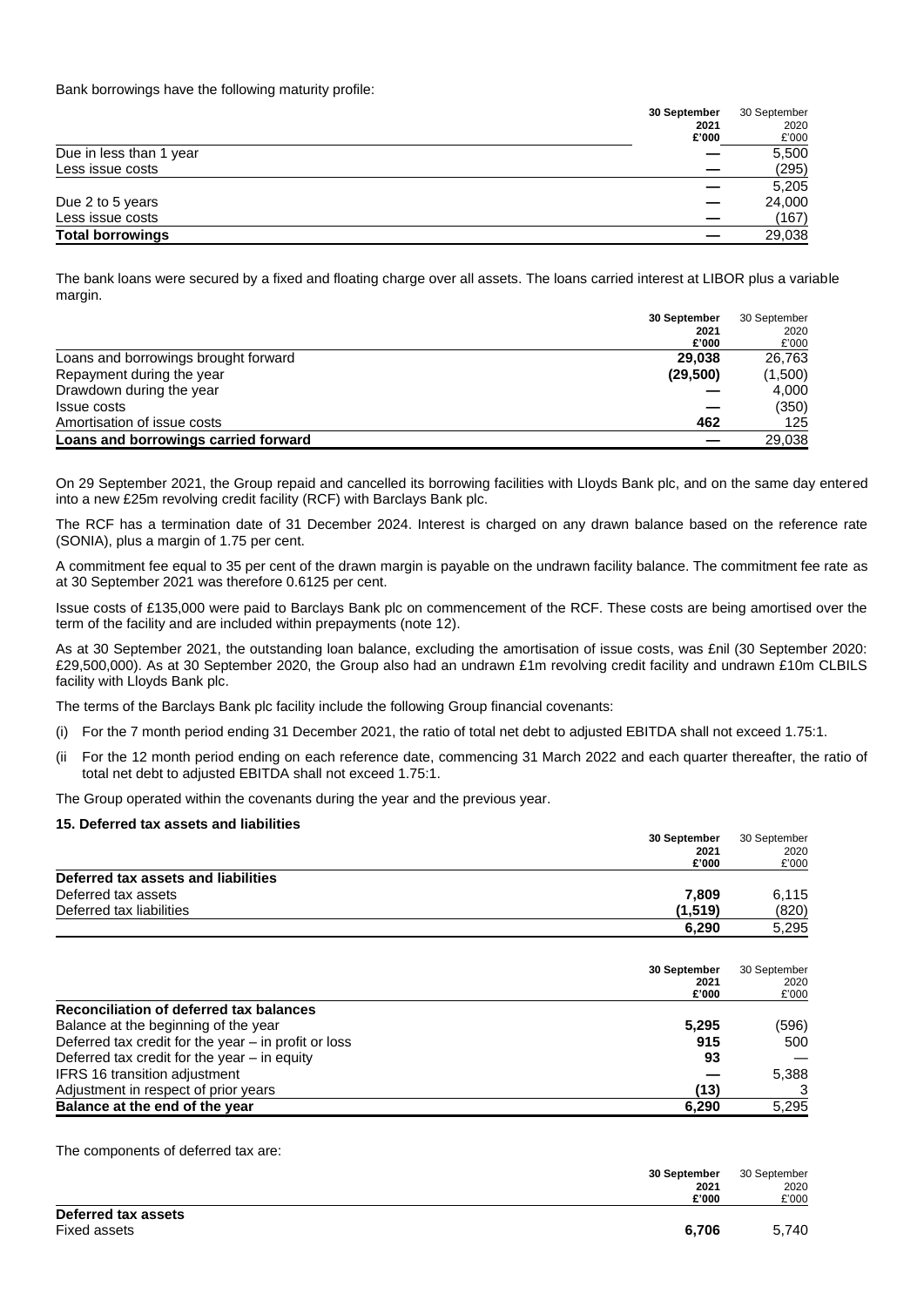Bank borrowings have the following maturity profile:

| | 30 September 2021 £'000 | 30 September 2020 £'000 |
|---|---|---|
| Due in less than 1 year | — | 5,500 |
| Less issue costs | — | (295) |
| | — | 5,205 |
| Due 2 to 5 years | — | 24,000 |
| Less issue costs | — | (167) |
| **Total borrowings** | — | 29,038 |

The bank loans were secured by a fixed and floating charge over all assets. The loans carried interest at LIBOR plus a variable margin.

| | 30 September 2021 £'000 | 30 September 2020 £'000 |
|---|---|---|
| Loans and borrowings brought forward | **29,038** | 26,763 |
| Repayment during the year | **(29,500)** | (1,500) |
| Drawdown during the year | — | 4,000 |
| Issue costs | — | (350) |
| Amortisation of issue costs | **462** | 125 |
| **Loans and borrowings carried forward** | — | 29,038 |

On 29 September 2021, the Group repaid and cancelled its borrowing facilities with Lloyds Bank plc, and on the same day entered into a new £25m revolving credit facility (RCF) with Barclays Bank plc.

The RCF has a termination date of 31 December 2024. Interest is charged on any drawn balance based on the reference rate (SONIA), plus a margin of 1.75 per cent.

A commitment fee equal to 35 per cent of the drawn margin is payable on the undrawn facility balance. The commitment fee rate as at 30 September 2021 was therefore 0.6125 per cent.

Issue costs of £135,000 were paid to Barclays Bank plc on commencement of the RCF. These costs are being amortised over the term of the facility and are included within prepayments (note 12).

As at 30 September 2021, the outstanding loan balance, excluding the amortisation of issue costs, was £nil (30 September 2020: £29,500,000). As at 30 September 2020, the Group also had an undrawn £1m revolving credit facility and undrawn £10m CLBILS facility with Lloyds Bank plc.

The terms of the Barclays Bank plc facility include the following Group financial covenants:

(i) For the 7 month period ending 31 December 2021, the ratio of total net debt to adjusted EBITDA shall not exceed 1.75:1.

(ii For the 12 month period ending on each reference date, commencing 31 March 2022 and each quarter thereafter, the ratio of total net debt to adjusted EBITDA shall not exceed 1.75:1.

The Group operated within the covenants during the year and the previous year.

### 15. Deferred tax assets and liabilities

| | 30 September 2021 £'000 | 30 September 2020 £'000 |
|---|---|---|
| **Deferred tax assets and liabilities** | | |
| Deferred tax assets | **7,809** | 6,115 |
| Deferred tax liabilities | **(1,519)** | (820) |
| | **6,290** | 5,295 |

| | 30 September 2021 £'000 | 30 September 2020 £'000 |
|---|---|---|
| **Reconciliation of deferred tax balances** | | |
| Balance at the beginning of the year | **5,295** | (596) |
| Deferred tax credit for the year – in profit or loss | **915** | 500 |
| Deferred tax credit for the year – in equity | **93** | — |
| IFRS 16 transition adjustment | — | 5,388 |
| Adjustment in respect of prior years | **(13)** | 3 |
| **Balance at the end of the year** | **6,290** | 5,295 |

The components of deferred tax are:

| | 30 September 2021 £'000 | 30 September 2020 £'000 |
|---|---|---|
| **Deferred tax assets** | | |
| Fixed assets | **6,706** | 5,740 |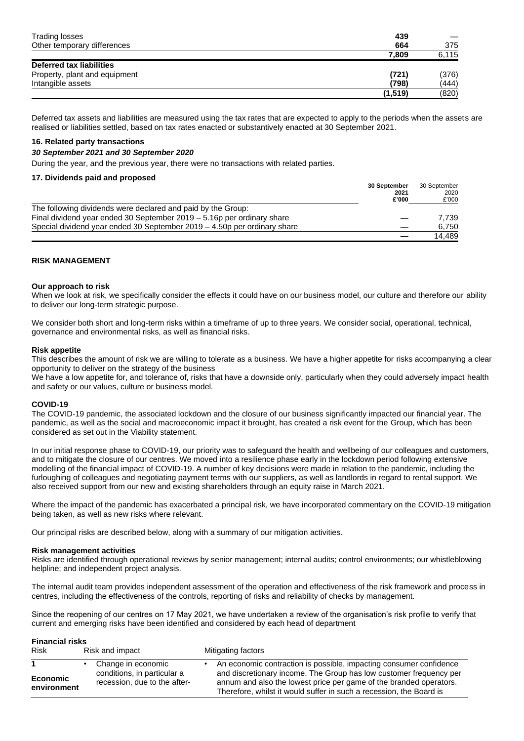| | | |
|---|---|---|
| Trading losses | **439** | — |
| Other temporary differences | **664** | 375 |
| | **7,809** | 6,115 |
| **Deferred tax liabilities** | | |
| Property, plant and equipment | **(721)** | (376) |
| Intangible assets | **(798)** | (444) |
| | **(1,519)** | (820) |

Deferred tax assets and liabilities are measured using the tax rates that are expected to apply to the periods when the assets are realised or liabilities settled, based on tax rates enacted or substantively enacted at 30 September 2021.

**16. Related party transactions**

***30 September 2021 and 30 September 2020***

During the year, and the previous year, there were no transactions with related parties.

**17. Dividends paid and proposed**

| | **30 September 2021 £'000** | 30 September 2020 £'000 |
|---|---|---|
| The following dividends were declared and paid by the Group: | | |
| Final dividend year ended 30 September 2019 – 5.16p per ordinary share | **—** | 7,739 |
| Special dividend year ended 30 September 2019 – 4.50p per ordinary share | **—** | 6,750 |
| | **—** | 14,489 |

**RISK MANAGEMENT**

**Our approach to risk**

When we look at risk, we specifically consider the effects it could have on our business model, our culture and therefore our ability to deliver our long-term strategic purpose.

We consider both short and long-term risks within a timeframe of up to three years. We consider social, operational, technical, governance and environmental risks, as well as financial risks.

**Risk appetite**

This describes the amount of risk we are willing to tolerate as a business. We have a higher appetite for risks accompanying a clear opportunity to deliver on the strategy of the business

We have a low appetite for, and tolerance of, risks that have a downside only, particularly when they could adversely impact health and safety or our values, culture or business model.

**COVID-19**

The COVID-19 pandemic, the associated lockdown and the closure of our business significantly impacted our financial year. The pandemic, as well as the social and macroeconomic impact it brought, has created a risk event for the Group, which has been considered as set out in the Viability statement.

In our initial response phase to COVID-19, our priority was to safeguard the health and wellbeing of our colleagues and customers, and to mitigate the closure of our centres. We moved into a resilience phase early in the lockdown period following extensive modelling of the financial impact of COVID-19. A number of key decisions were made in relation to the pandemic, including the furloughing of colleagues and negotiating payment terms with our suppliers, as well as landlords in regard to rental support. We also received support from our new and existing shareholders through an equity raise in March 2021.

Where the impact of the pandemic has exacerbated a principal risk, we have incorporated commentary on the COVID-19 mitigation being taken, as well as new risks where relevant.

Our principal risks are described below, along with a summary of our mitigation activities.

**Risk management activities**

Risks are identified through operational reviews by senior management; internal audits; control environments; our whistleblowing helpline; and independent project analysis.

The internal audit team provides independent assessment of the operation and effectiveness of the risk framework and process in centres, including the effectiveness of the controls, reporting of risks and reliability of checks by management.

Since the reopening of our centres on 17 May 2021, we have undertaken a review of the organisation's risk profile to verify that current and emerging risks have been identified and considered by each head of department

**Financial risks**

| Risk | Risk and impact | Mitigating factors |
|---|---|---|
| **1** **Economic environment** | • Change in economic conditions, in particular a recession, due to the after- | • An economic contraction is possible, impacting consumer confidence and discretionary income. The Group has low customer frequency per annum and also the lowest price per game of the branded operators. Therefore, whilst it would suffer in such a recession, the Board is |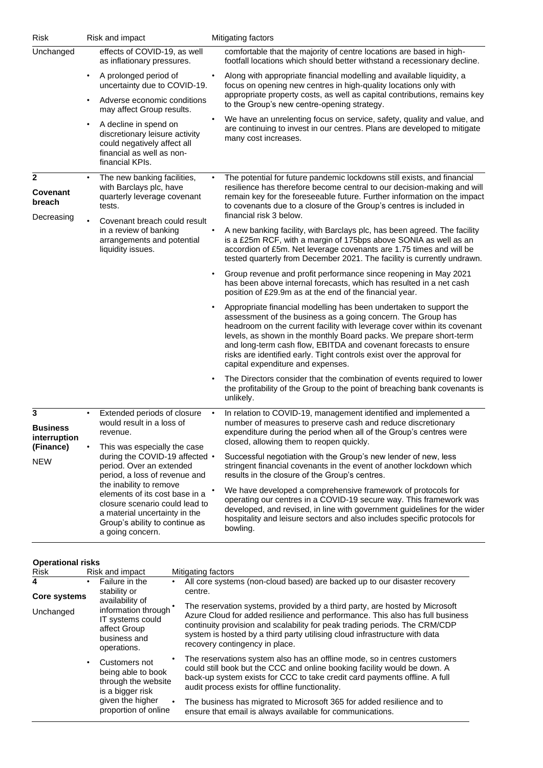| Risk | Risk and impact | Mitigating factors |
|---|---|---|
| Unchanged | effects of COVID-19, as well as inflationary pressures.<br>• A prolonged period of uncertainty due to COVID-19.<br>• Adverse economic conditions may affect Group results.<br>• A decline in spend on discretionary leisure activity could negatively affect all financial as well as non-financial KPIs. | comfortable that the majority of centre locations are based in high-footfall locations which should better withstand a recessionary decline.<br>• Along with appropriate financial modelling and available liquidity, a focus on opening new centres in high-quality locations only with appropriate property costs, as well as capital contributions, remains key to the Group's new centre-opening strategy.<br>• We have an unrelenting focus on service, safety, quality and value, and are continuing to invest in our centres. Plans are developed to mitigate many cost increases. |
| **2**<br>**Covenant breach**<br>Decreasing | • The new banking facilities, with Barclays plc, have quarterly leverage covenant tests.<br>• Covenant breach could result in a review of banking arrangements and potential liquidity issues. | • The potential for future pandemic lockdowns still exists, and financial resilience has therefore become central to our decision-making and will remain key for the foreseeable future. Further information on the impact to covenants due to a closure of the Group's centres is included in financial risk 3 below.<br>• A new banking facility, with Barclays plc, has been agreed. The facility is a £25m RCF, with a margin of 175bps above SONIA as well as an accordion of £5m. Net leverage covenants are 1.75 times and will be tested quarterly from December 2021. The facility is currently undrawn.<br>• Group revenue and profit performance since reopening in May 2021 has been above internal forecasts, which has resulted in a net cash position of £29.9m as at the end of the financial year.<br>• Appropriate financial modelling has been undertaken to support the assessment of the business as a going concern. The Group has headroom on the current facility with leverage cover within its covenant levels, as shown in the monthly Board packs. We prepare short-term and long-term cash flow, EBITDA and covenant forecasts to ensure risks are identified early. Tight controls exist over the approval for capital expenditure and expenses.<br>• The Directors consider that the combination of events required to lower the profitability of the Group to the point of breaching bank covenants is unlikely. |
| **3**<br>**Business interruption (Finance)**<br>NEW | • Extended periods of closure would result in a loss of revenue.<br>• This was especially the case during the COVID-19 affected period. Over an extended period, a loss of revenue and the inability to remove elements of its cost base in a closure scenario could lead to a material uncertainty in the Group's ability to continue as a going concern. | • In relation to COVID-19, management identified and implemented a number of measures to preserve cash and reduce discretionary expenditure during the period when all of the Group's centres were closed, allowing them to reopen quickly.<br>• Successful negotiation with the Group's new lender of new, less stringent financial covenants in the event of another lockdown which results in the closure of the Group's centres.<br>• We have developed a comprehensive framework of protocols for operating our centres in a COVID-19 secure way. This framework was developed, and revised, in line with government guidelines for the wider hospitality and leisure sectors and also includes specific protocols for bowling. |

**Operational risks**

| Risk | Risk and impact | Mitigating factors |
|---|---|---|
| **4**<br>**Core systems**<br>Unchanged | • Failure in the stability or availability of information through IT systems could affect Group business and operations.<br>• Customers not being able to book through the website is a bigger risk given the higher proportion of online | • All core systems (non-cloud based) are backed up to our disaster recovery centre.<br>• The reservation systems, provided by a third party, are hosted by Microsoft Azure Cloud for added resilience and performance. This also has full business continuity provision and scalability for peak trading periods. The CRM/CDP system is hosted by a third party utilising cloud infrastructure with data recovery contingency in place.<br>• The reservations system also has an offline mode, so in centres customers could still book but the CCC and online booking facility would be down. A back-up system exists for CCC to take credit card payments offline. A full audit process exists for offline functionality.<br>• The business has migrated to Microsoft 365 for added resilience and to ensure that email is always available for communications. |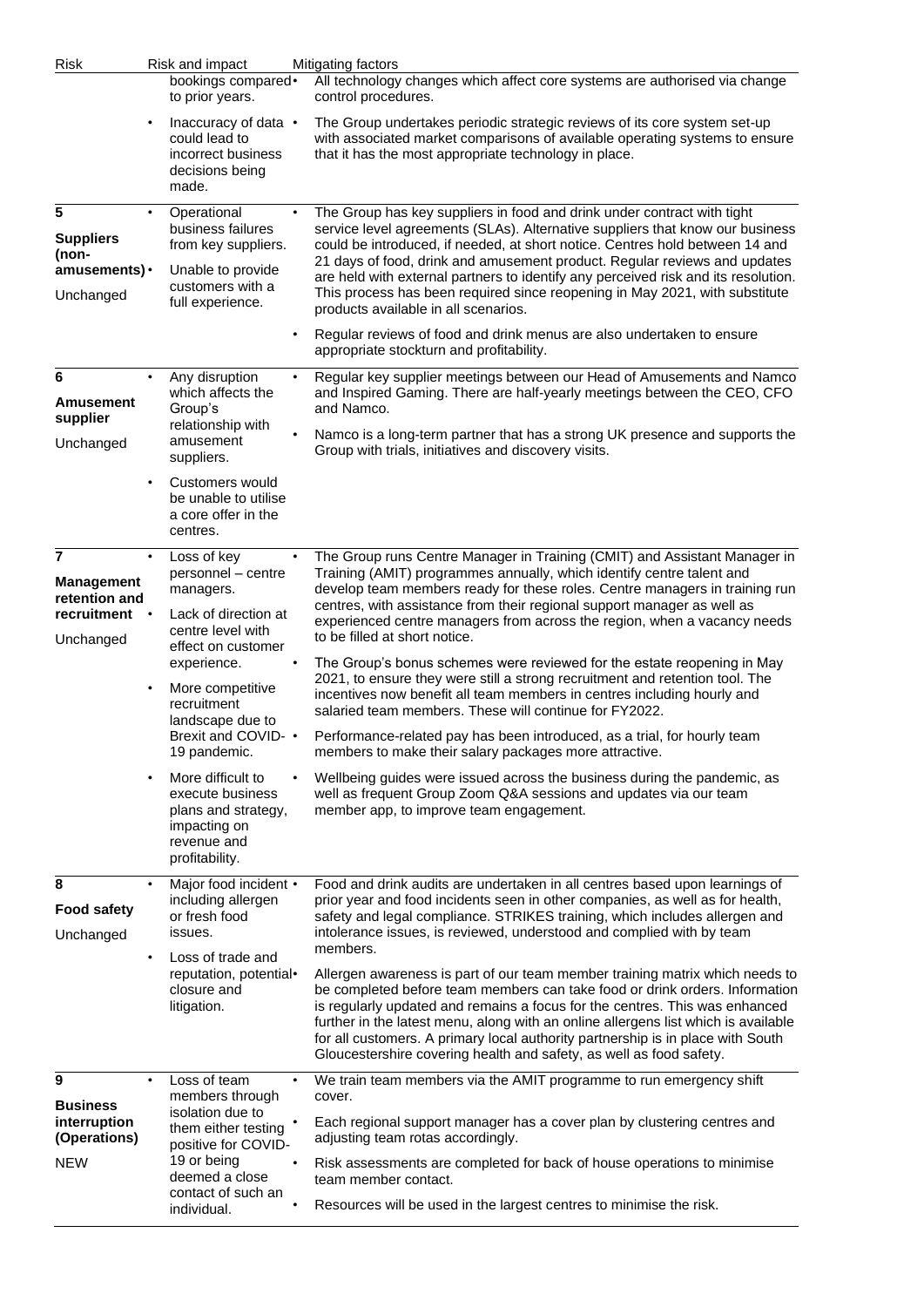| Risk | Risk and impact | Mitigating factors |
|---|---|---|
| | bookings compared to prior years.<br>• Inaccuracy of data could lead to incorrect business decisions being made. | • All technology changes which affect core systems are authorised via change control procedures.<br>• The Group undertakes periodic strategic reviews of its core system set-up with associated market comparisons of available operating systems to ensure that it has the most appropriate technology in place. |
| **5**<br>**Suppliers (non-amusements)**<br>Unchanged | • Operational business failures from key suppliers.<br>• Unable to provide customers with a full experience. | • The Group has key suppliers in food and drink under contract with tight service level agreements (SLAs). Alternative suppliers that know our business could be introduced, if needed, at short notice. Centres hold between 14 and 21 days of food, drink and amusement product. Regular reviews and updates are held with external partners to identify any perceived risk and its resolution. This process has been required since reopening in May 2021, with substitute products available in all scenarios.<br>• Regular reviews of food and drink menus are also undertaken to ensure appropriate stockturn and profitability. |
| **6**<br>**Amusement supplier**<br>Unchanged | • Any disruption which affects the Group's relationship with amusement suppliers.<br>• Customers would be unable to utilise a core offer in the centres. | • Regular key supplier meetings between our Head of Amusements and Namco and Inspired Gaming. There are half-yearly meetings between the CEO, CFO and Namco.<br>• Namco is a long-term partner that has a strong UK presence and supports the Group with trials, initiatives and discovery visits. |
| **7**<br>**Management retention and recruitment**<br>Unchanged | • Loss of key personnel – centre managers.<br>• Lack of direction at centre level with effect on customer experience.<br>• More competitive recruitment landscape due to Brexit and COVID-19 pandemic.<br>• More difficult to execute business plans and strategy, impacting on revenue and profitability. | • The Group runs Centre Manager in Training (CMIT) and Assistant Manager in Training (AMIT) programmes annually, which identify centre talent and develop team members ready for these roles. Centre managers in training run centres, with assistance from their regional support manager as well as experienced centre managers from across the region, when a vacancy needs to be filled at short notice.<br>• The Group's bonus schemes were reviewed for the estate reopening in May 2021, to ensure they were still a strong recruitment and retention tool. The incentives now benefit all team members in centres including hourly and salaried team members. These will continue for FY2022.<br>• Performance-related pay has been introduced, as a trial, for hourly team members to make their salary packages more attractive.<br>• Wellbeing guides were issued across the business during the pandemic, as well as frequent Group Zoom Q&A sessions and updates via our team member app, to improve team engagement. |
| **8**<br>**Food safety**<br>Unchanged | • Major food incident including allergen or fresh food issues.<br>• Loss of trade and reputation, potential closure and litigation. | • Food and drink audits are undertaken in all centres based upon learnings of prior year and food incidents seen in other companies, as well as for health, safety and legal compliance. STRIKES training, which includes allergen and intolerance issues, is reviewed, understood and complied with by team members.<br>• Allergen awareness is part of our team member training matrix which needs to be completed before team members can take food or drink orders. Information is regularly updated and remains a focus for the centres. This was enhanced further in the latest menu, along with an online allergens list which is available for all customers. A primary local authority partnership is in place with South Gloucestershire covering health and safety, as well as food safety. |
| **9**<br>**Business interruption (Operations)**<br>NEW | • Loss of team members through isolation due to them either testing positive for COVID-19 or being deemed a close contact of such an individual. | • We train team members via the AMIT programme to run emergency shift cover.<br>• Each regional support manager has a cover plan by clustering centres and adjusting team rotas accordingly.<br>• Risk assessments are completed for back of house operations to minimise team member contact.<br>• Resources will be used in the largest centres to minimise the risk. |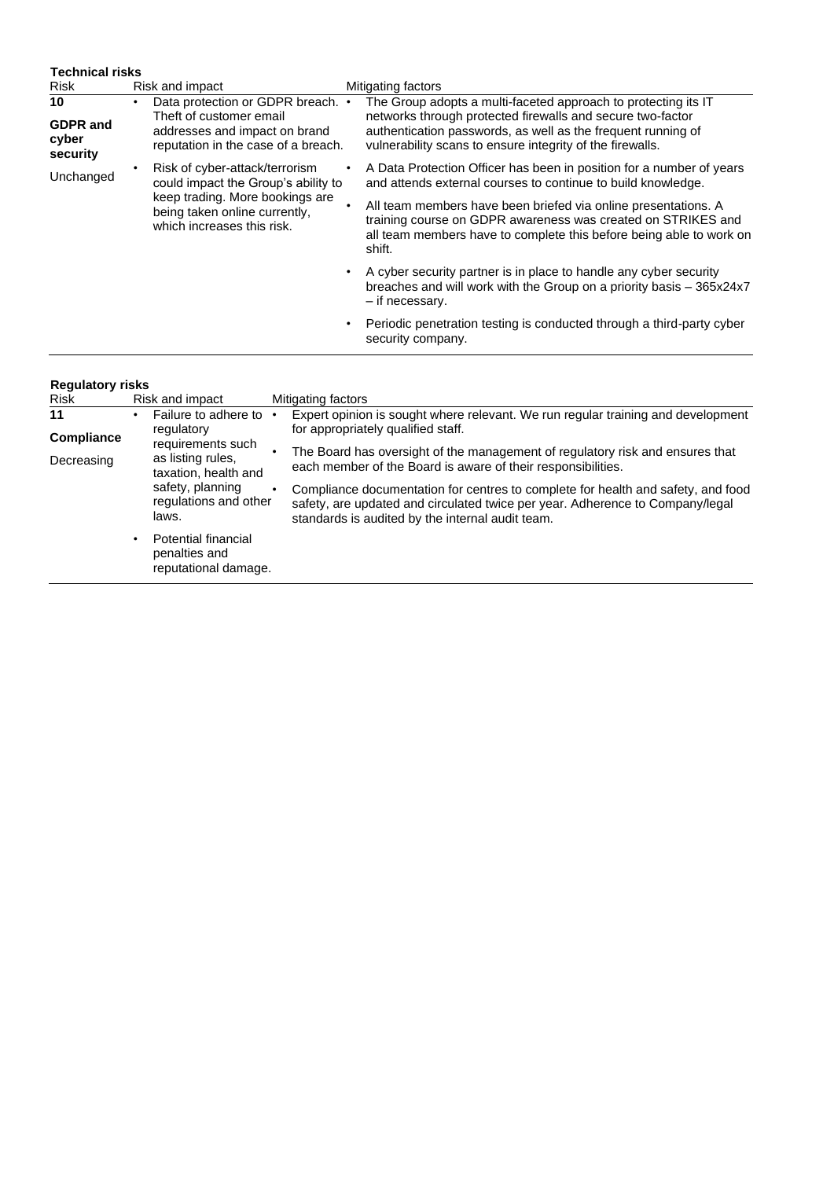**Technical risks**

| Risk | Risk and impact | Mitigating factors |
|---|---|---|
| **10**<br>**GDPR and cyber security**<br>Unchanged | • Data protection or GDPR breach. Theft of customer email addresses and impact on brand reputation in the case of a breach.<br>• Risk of cyber-attack/terrorism could impact the Group's ability to keep trading. More bookings are being taken online currently, which increases this risk. | • The Group adopts a multi-faceted approach to protecting its IT networks through protected firewalls and secure two-factor authentication passwords, as well as the frequent running of vulnerability scans to ensure integrity of the firewalls.<br>• A Data Protection Officer has been in position for a number of years and attends external courses to continue to build knowledge.<br>• All team members have been briefed via online presentations. A training course on GDPR awareness was created on STRIKES and all team members have to complete this before being able to work on shift.<br>• A cyber security partner is in place to handle any cyber security breaches and will work with the Group on a priority basis – 365x24x7 – if necessary.<br>• Periodic penetration testing is conducted through a third-party cyber security company. |

**Regulatory risks**

| Risk | Risk and impact | Mitigating factors |
|---|---|---|
| **11**<br>**Compliance**<br>Decreasing | • Failure to adhere to regulatory requirements such as listing rules, taxation, health and safety, planning regulations and other laws.<br>• Potential financial penalties and reputational damage. | • Expert opinion is sought where relevant. We run regular training and development for appropriately qualified staff.<br>• The Board has oversight of the management of regulatory risk and ensures that each member of the Board is aware of their responsibilities.<br>• Compliance documentation for centres to complete for health and safety, and food safety, are updated and circulated twice per year. Adherence to Company/legal standards is audited by the internal audit team. |